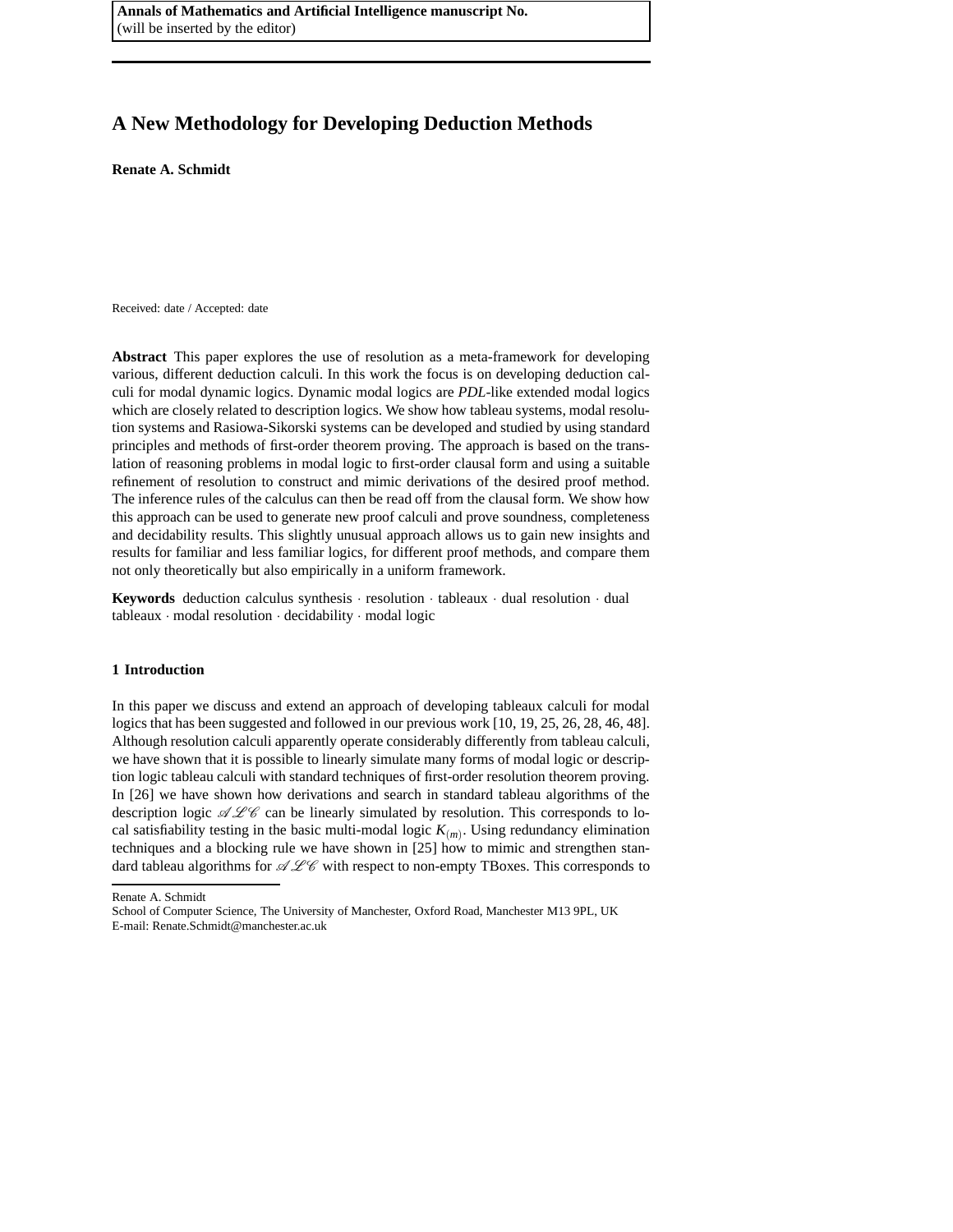Annals of Mathematics and Artificial Intelligence manuscript No.
(will be inserted by the editor)

# A New Methodology for Developing Deduction Methods

**Renate A. Schmidt**

Received: date / Accepted: date

**Abstract** This paper explores the use of resolution as a meta-framework for developing various, different deduction calculi. In this work the focus is on developing deduction calculi for modal dynamic logics. Dynamic modal logics are *PDL*-like extended modal logics which are closely related to description logics. We show how tableau systems, modal resolution systems and Rasiowa-Sikorski systems can be developed and studied by using standard principles and methods of first-order theorem proving. The approach is based on the translation of reasoning problems in modal logic to first-order clausal form and using a suitable refinement of resolution to construct and mimic derivations of the desired proof method. The inference rules of the calculus can then be read off from the clausal form. We show how this approach can be used to generate new proof calculi and prove soundness, completeness and decidability results. This slightly unusual approach allows us to gain new insights and results for familiar and less familiar logics, for different proof methods, and compare them not only theoretically but also empirically in a uniform framework.

**Keywords** deduction calculus synthesis · resolution · tableaux · dual resolution · dual tableaux · modal resolution · decidability · modal logic

## 1 Introduction

In this paper we discuss and extend an approach of developing tableaux calculi for modal logics that has been suggested and followed in our previous work [10, 19, 25, 26, 28, 46, 48]. Although resolution calculi apparently operate considerably differently from tableau calculi, we have shown that it is possible to linearly simulate many forms of modal logic or description logic tableau calculi with standard techniques of first-order resolution theorem proving. In [26] we have shown how derivations and search in standard tableau algorithms of the description logic $\mathscr{ALC}$ can be linearly simulated by resolution. This corresponds to local satisfiability testing in the basic multi-modal logic $K_{(m)}$. Using redundancy elimination techniques and a blocking rule we have shown in [25] how to mimic and strengthen standard tableau algorithms for $\mathscr{ALC}$ with respect to non-empty TBoxes. This corresponds to

Renate A. Schmidt
School of Computer Science, The University of Manchester, Oxford Road, Manchester M13 9PL, UK
E-mail: Renate.Schmidt@manchester.ac.uk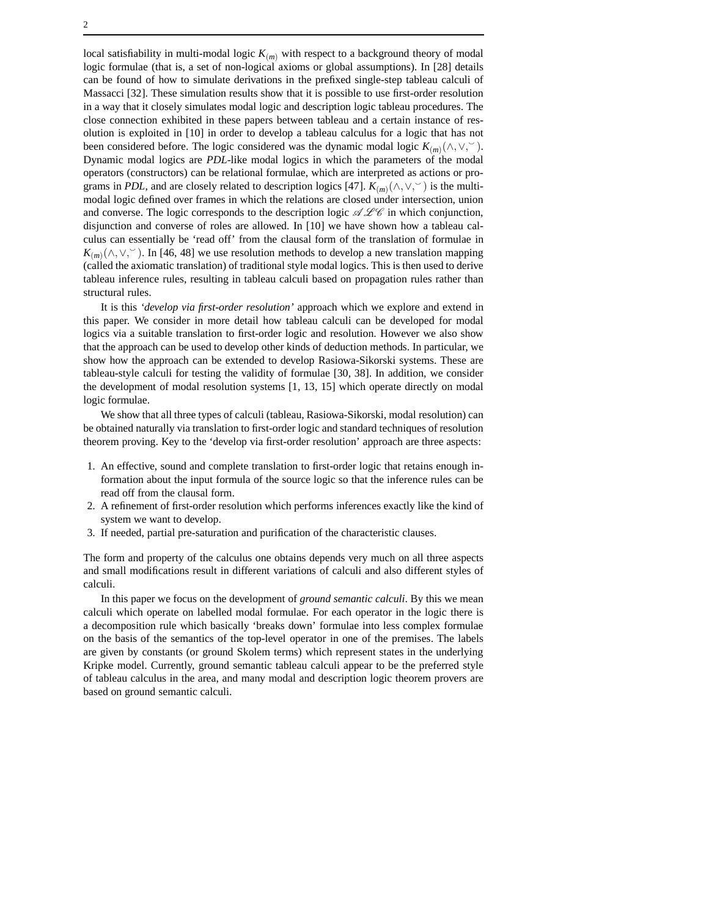local satisfiability in multi-modal logic $K_{(m)}$ with respect to a background theory of modal logic formulae (that is, a set of non-logical axioms or global assumptions). In [28] details can be found of how to simulate derivations in the prefixed single-step tableau calculi of Massacci [32]. These simulation results show that it is possible to use first-order resolution in a way that it closely simulates modal logic and description logic tableau procedures. The close connection exhibited in these papers between tableau and a certain instance of resolution is exploited in [10] in order to develop a tableau calculus for a logic that has not been considered before. The logic considered was the dynamic modal logic $K_{(m)}(\wedge,\vee,\smile)$. Dynamic modal logics are *PDL*-like modal logics in which the parameters of the modal operators (constructors) can be relational formulae, which are interpreted as actions or programs in *PDL*, and are closely related to description logics [47]. $K_{(m)}(\wedge,\vee,\smile)$ is the multi-modal logic defined over frames in which the relations are closed under intersection, union and converse. The logic corresponds to the description logic $\mathscr{ALC}$ in which conjunction, disjunction and converse of roles are allowed. In [10] we have shown how a tableau calculus can essentially be 'read off' from the clausal form of the translation of formulae in $K_{(m)}(\wedge,\vee,\smile)$. In [46, 48] we use resolution methods to develop a new translation mapping (called the axiomatic translation) of traditional style modal logics. This is then used to derive tableau inference rules, resulting in tableau calculi based on propagation rules rather than structural rules.

It is this *'develop via first-order resolution'* approach which we explore and extend in this paper. We consider in more detail how tableau calculi can be developed for modal logics via a suitable translation to first-order logic and resolution. However we also show that the approach can be used to develop other kinds of deduction methods. In particular, we show how the approach can be extended to develop Rasiowa-Sikorski systems. These are tableau-style calculi for testing the validity of formulae [30, 38]. In addition, we consider the development of modal resolution systems [1, 13, 15] which operate directly on modal logic formulae.

We show that all three types of calculi (tableau, Rasiowa-Sikorski, modal resolution) can be obtained naturally via translation to first-order logic and standard techniques of resolution theorem proving. Key to the 'develop via first-order resolution' approach are three aspects:

1. An effective, sound and complete translation to first-order logic that retains enough information about the input formula of the source logic so that the inference rules can be read off from the clausal form.
2. A refinement of first-order resolution which performs inferences exactly like the kind of system we want to develop.
3. If needed, partial pre-saturation and purification of the characteristic clauses.

The form and property of the calculus one obtains depends very much on all three aspects and small modifications result in different variations of calculi and also different styles of calculi.

In this paper we focus on the development of *ground semantic calculi*. By this we mean calculi which operate on labelled modal formulae. For each operator in the logic there is a decomposition rule which basically 'breaks down' formulae into less complex formulae on the basis of the semantics of the top-level operator in one of the premises. The labels are given by constants (or ground Skolem terms) which represent states in the underlying Kripke model. Currently, ground semantic tableau calculi appear to be the preferred style of tableau calculus in the area, and many modal and description logic theorem provers are based on ground semantic calculi.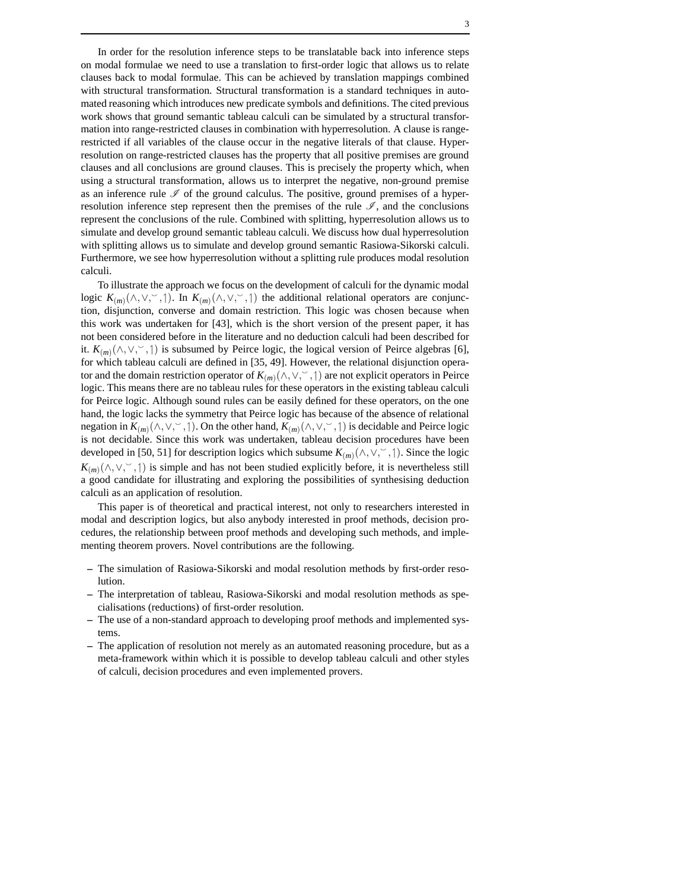In order for the resolution inference steps to be translatable back into inference steps on modal formulae we need to use a translation to first-order logic that allows us to relate clauses back to modal formulae. This can be achieved by translation mappings combined with structural transformation. Structural transformation is a standard techniques in automated reasoning which introduces new predicate symbols and definitions. The cited previous work shows that ground semantic tableau calculi can be simulated by a structural transformation into range-restricted clauses in combination with hyperresolution. A clause is range-restricted if all variables of the clause occur in the negative literals of that clause. Hyperresolution on range-restricted clauses has the property that all positive premises are ground clauses and all conclusions are ground clauses. This is precisely the property which, when using a structural transformation, allows us to interpret the negative, non-ground premise as an inference rule $\mathscr{I}$ of the ground calculus. The positive, ground premises of a hyperresolution inference step represent then the premises of the rule $\mathscr{I}$, and the conclusions represent the conclusions of the rule. Combined with splitting, hyperresolution allows us to simulate and develop ground semantic tableau calculi. We discuss how dual hyperresolution with splitting allows us to simulate and develop ground semantic Rasiowa-Sikorski calculi. Furthermore, we see how hyperresolution without a splitting rule produces modal resolution calculi.

To illustrate the approach we focus on the development of calculi for the dynamic modal logic $K_{(m)}(\wedge,\vee,\smile,\upharpoonright)$. In $K_{(m)}(\wedge,\vee,\smile,\upharpoonright)$ the additional relational operators are conjunction, disjunction, converse and domain restriction. This logic was chosen because when this work was undertaken for [43], which is the short version of the present paper, it has not been considered before in the literature and no deduction calculi had been described for it. $K_{(m)}(\wedge,\vee,\smile,\upharpoonright)$ is subsumed by Peirce logic, the logical version of Peirce algebras [6], for which tableau calculi are defined in [35, 49]. However, the relational disjunction operator and the domain restriction operator of $K_{(m)}(\wedge,\vee,\smile,\upharpoonright)$ are not explicit operators in Peirce logic. This means there are no tableau rules for these operators in the existing tableau calculi for Peirce logic. Although sound rules can be easily defined for these operators, on the one hand, the logic lacks the symmetry that Peirce logic has because of the absence of relational negation in $K_{(m)}(\wedge,\vee,\smile,\upharpoonright)$. On the other hand, $K_{(m)}(\wedge,\vee,\smile,\upharpoonright)$ is decidable and Peirce logic is not decidable. Since this work was undertaken, tableau decision procedures have been developed in [50, 51] for description logics which subsume $K_{(m)}(\wedge,\vee,\smile,\upharpoonright)$. Since the logic $K_{(m)}(\wedge,\vee,\smile,\upharpoonright)$ is simple and has not been studied explicitly before, it is nevertheless still a good candidate for illustrating and exploring the possibilities of synthesising deduction calculi as an application of resolution.

This paper is of theoretical and practical interest, not only to researchers interested in modal and description logics, but also anybody interested in proof methods, decision procedures, the relationship between proof methods and developing such methods, and implementing theorem provers. Novel contributions are the following.

- The simulation of Rasiowa-Sikorski and modal resolution methods by first-order resolution.
- The interpretation of tableau, Rasiowa-Sikorski and modal resolution methods as specialisations (reductions) of first-order resolution.
- The use of a non-standard approach to developing proof methods and implemented systems.
- The application of resolution not merely as an automated reasoning procedure, but as a meta-framework within which it is possible to develop tableau calculi and other styles of calculi, decision procedures and even implemented provers.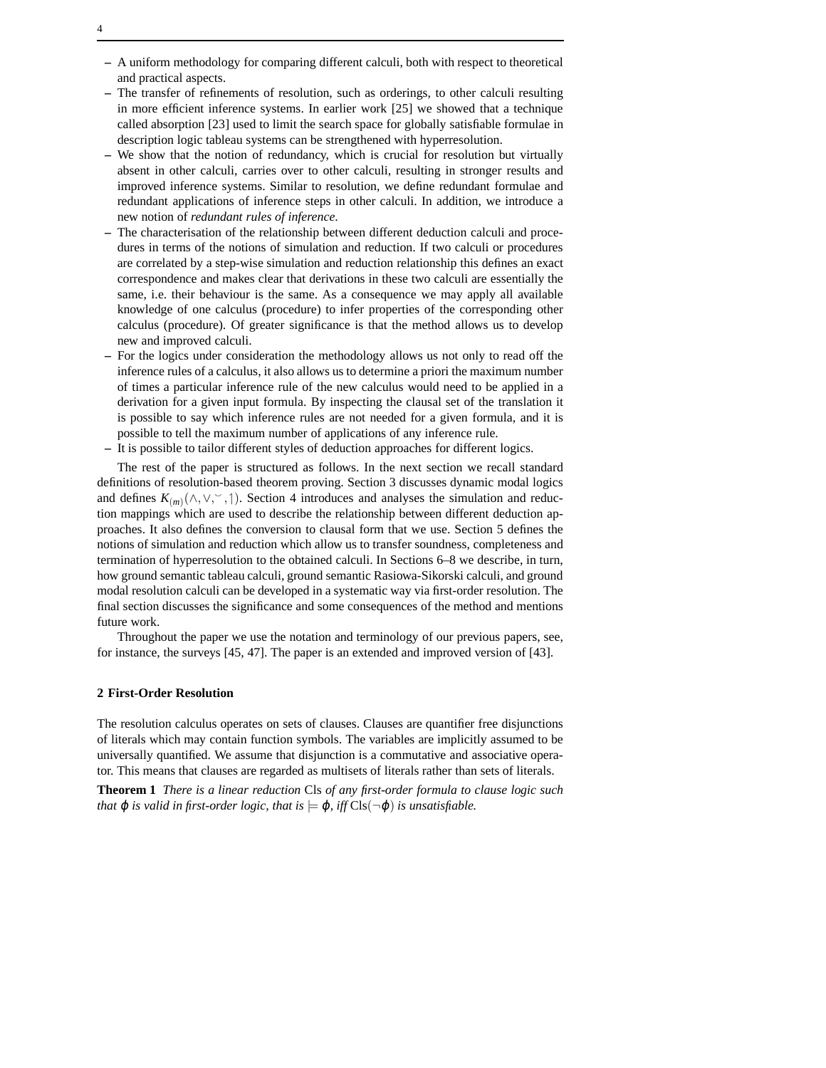- A uniform methodology for comparing different calculi, both with respect to theoretical and practical aspects.
- The transfer of refinements of resolution, such as orderings, to other calculi resulting in more efficient inference systems. In earlier work [25] we showed that a technique called absorption [23] used to limit the search space for globally satisfiable formulae in description logic tableau systems can be strengthened with hyperresolution.
- We show that the notion of redundancy, which is crucial for resolution but virtually absent in other calculi, carries over to other calculi, resulting in stronger results and improved inference systems. Similar to resolution, we define redundant formulae and redundant applications of inference steps in other calculi. In addition, we introduce a new notion of *redundant rules of inference*.
- The characterisation of the relationship between different deduction calculi and procedures in terms of the notions of simulation and reduction. If two calculi or procedures are correlated by a step-wise simulation and reduction relationship this defines an exact correspondence and makes clear that derivations in these two calculi are essentially the same, i.e. their behaviour is the same. As a consequence we may apply all available knowledge of one calculus (procedure) to infer properties of the corresponding other calculus (procedure). Of greater significance is that the method allows us to develop new and improved calculi.
- For the logics under consideration the methodology allows us not only to read off the inference rules of a calculus, it also allows us to determine a priori the maximum number of times a particular inference rule of the new calculus would need to be applied in a derivation for a given input formula. By inspecting the clausal set of the translation it is possible to say which inference rules are not needed for a given formula, and it is possible to tell the maximum number of applications of any inference rule.
- It is possible to tailor different styles of deduction approaches for different logics.

The rest of the paper is structured as follows. In the next section we recall standard definitions of resolution-based theorem proving. Section 3 discusses dynamic modal logics and defines $K_{(m)}(\wedge, \vee, \smile, \upharpoonright)$. Section 4 introduces and analyses the simulation and reduction mappings which are used to describe the relationship between different deduction approaches. It also defines the conversion to clausal form that we use. Section 5 defines the notions of simulation and reduction which allow us to transfer soundness, completeness and termination of hyperresolution to the obtained calculi. In Sections 6–8 we describe, in turn, how ground semantic tableau calculi, ground semantic Rasiowa-Sikorski calculi, and ground modal resolution calculi can be developed in a systematic way via first-order resolution. The final section discusses the significance and some consequences of the method and mentions future work.

Throughout the paper we use the notation and terminology of our previous papers, see, for instance, the surveys [45, 47]. The paper is an extended and improved version of [43].

## 2 First-Order Resolution

The resolution calculus operates on sets of clauses. Clauses are quantifier free disjunctions of literals which may contain function symbols. The variables are implicitly assumed to be universally quantified. We assume that disjunction is a commutative and associative operator. This means that clauses are regarded as multisets of literals rather than sets of literals.

**Theorem 1** *There is a linear reduction* Cls *of any first-order formula to clause logic such that $\varphi$ is valid in first-order logic, that is $\models \varphi$, iff* $\mathrm{Cls}(\neg\varphi)$ *is unsatisfiable.*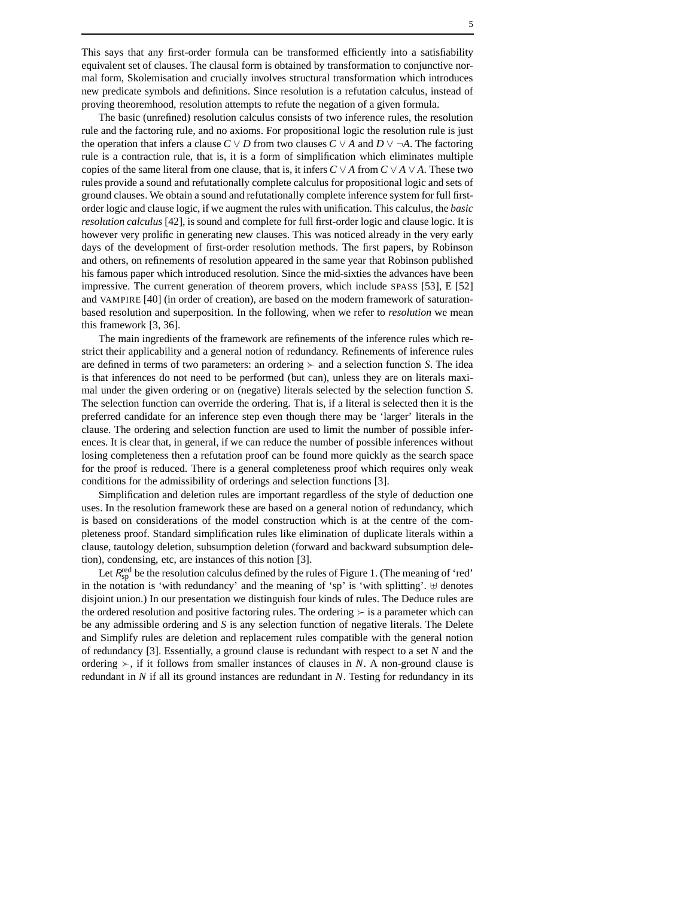This says that any first-order formula can be transformed efficiently into a satisfiability equivalent set of clauses. The clausal form is obtained by transformation to conjunctive normal form, Skolemisation and crucially involves structural transformation which introduces new predicate symbols and definitions. Since resolution is a refutation calculus, instead of proving theoremhood, resolution attempts to refute the negation of a given formula.

The basic (unrefined) resolution calculus consists of two inference rules, the resolution rule and the factoring rule, and no axioms. For propositional logic the resolution rule is just the operation that infers a clause $C \vee D$ from two clauses $C \vee A$ and $D \vee \neg A$. The factoring rule is a contraction rule, that is, it is a form of simplification which eliminates multiple copies of the same literal from one clause, that is, it infers $C \vee A$ from $C \vee A \vee A$. These two rules provide a sound and refutationally complete calculus for propositional logic and sets of ground clauses. We obtain a sound and refutationally complete inference system for full first-order logic and clause logic, if we augment the rules with unification. This calculus, the *basic resolution calculus* [42], is sound and complete for full first-order logic and clause logic. It is however very prolific in generating new clauses. This was noticed already in the very early days of the development of first-order resolution methods. The first papers, by Robinson and others, on refinements of resolution appeared in the same year that Robinson published his famous paper which introduced resolution. Since the mid-sixties the advances have been impressive. The current generation of theorem provers, which include SPASS [53], E [52] and VAMPIRE [40] (in order of creation), are based on the modern framework of saturation-based resolution and superposition. In the following, when we refer to *resolution* we mean this framework [3, 36].

The main ingredients of the framework are refinements of the inference rules which restrict their applicability and a general notion of redundancy. Refinements of inference rules are defined in terms of two parameters: an ordering $\succ$ and a selection function $S$. The idea is that inferences do not need to be performed (but can), unless they are on literals maximal under the given ordering or on (negative) literals selected by the selection function $S$. The selection function can override the ordering. That is, if a literal is selected then it is the preferred candidate for an inference step even though there may be 'larger' literals in the clause. The ordering and selection function are used to limit the number of possible inferences. It is clear that, in general, if we can reduce the number of possible inferences without losing completeness then a refutation proof can be found more quickly as the search space for the proof is reduced. There is a general completeness proof which requires only weak conditions for the admissibility of orderings and selection functions [3].

Simplification and deletion rules are important regardless of the style of deduction one uses. In the resolution framework these are based on a general notion of redundancy, which is based on considerations of the model construction which is at the centre of the completeness proof. Standard simplification rules like elimination of duplicate literals within a clause, tautology deletion, subsumption deletion (forward and backward subsumption deletion), condensing, etc, are instances of this notion [3].

Let $R^{\mathrm{red}}_{\mathrm{sp}}$ be the resolution calculus defined by the rules of Figure 1. (The meaning of 'red' in the notation is 'with redundancy' and the meaning of 'sp' is 'with splitting'. $\uplus$ denotes disjoint union.) In our presentation we distinguish four kinds of rules. The Deduce rules are the ordered resolution and positive factoring rules. The ordering $\succ$ is a parameter which can be any admissible ordering and $S$ is any selection function of negative literals. The Delete and Simplify rules are deletion and replacement rules compatible with the general notion of redundancy [3]. Essentially, a ground clause is redundant with respect to a set $N$ and the ordering $\succ$, if it follows from smaller instances of clauses in $N$. A non-ground clause is redundant in $N$ if all its ground instances are redundant in $N$. Testing for redundancy in its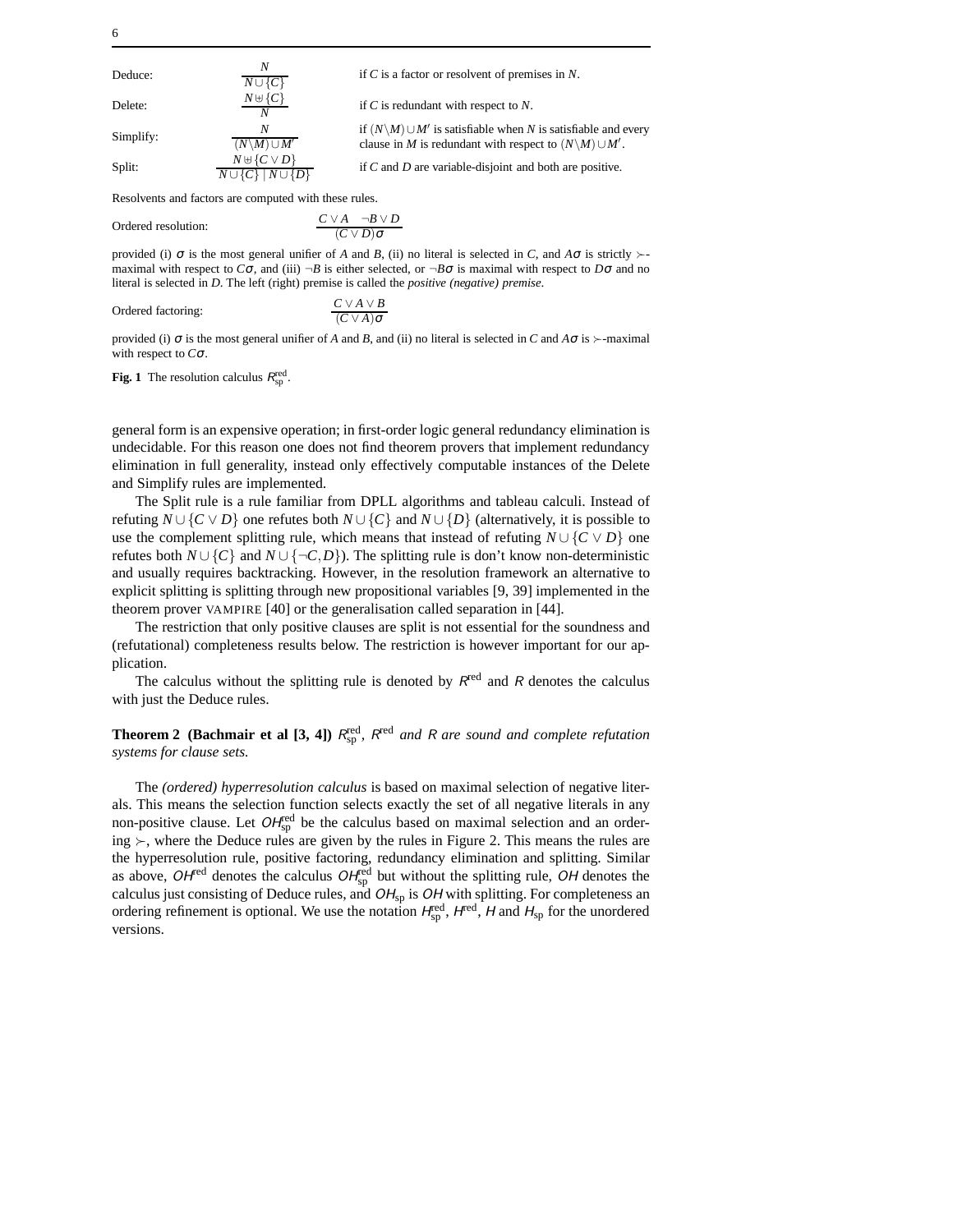| | | |
|---|---|---|
| Deduce: | $\dfrac{N}{N \cup \{C\}}$ | if $C$ is a factor or resolvent of premises in $N$. |
| Delete: | $\dfrac{N \uplus \{C\}}{N}$ | if $C$ is redundant with respect to $N$. |
| Simplify: | $\dfrac{N}{(N \backslash M) \cup M'}$ | if $(N \backslash M) \cup M'$ is satisfiable when $N$ is satisfiable and every clause in $M$ is redundant with respect to $(N \backslash M) \cup M'$. |
| Split: | $\dfrac{N \uplus \{C \vee D\}}{N \cup \{C\} \mid N \cup \{D\}}$ | if $C$ and $D$ are variable-disjoint and both are positive. |

Resolvents and factors are computed with these rules.

Ordered resolution: $$\frac{C \vee A \quad \neg B \vee D}{(C \vee D)\sigma}$$

provided (i) $\sigma$ is the most general unifier of $A$ and $B$, (ii) no literal is selected in $C$, and $A\sigma$ is strictly $\succ$-maximal with respect to $C\sigma$, and (iii) $\neg B$ is either selected, or $\neg B\sigma$ is maximal with respect to $D\sigma$ and no literal is selected in $D$. The left (right) premise is called the *positive (negative) premise*.

Ordered factoring: $$\frac{C \vee A \vee B}{(C \vee A)\sigma}$$

provided (i) $\sigma$ is the most general unifier of $A$ and $B$, and (ii) no literal is selected in $C$ and $A\sigma$ is $\succ$-maximal with respect to $C\sigma$.

**Fig. 1** The resolution calculus $R^{\text{red}}_{\text{sp}}$.

general form is an expensive operation; in first-order logic general redundancy elimination is undecidable. For this reason one does not find theorem provers that implement redundancy elimination in full generality, instead only effectively computable instances of the Delete and Simplify rules are implemented.

The Split rule is a rule familiar from DPLL algorithms and tableau calculi. Instead of refuting $N \cup \{C \vee D\}$ one refutes both $N \cup \{C\}$ and $N \cup \{D\}$ (alternatively, it is possible to use the complement splitting rule, which means that instead of refuting $N \cup \{C \vee D\}$ one refutes both $N \cup \{C\}$ and $N \cup \{\neg C, D\}$). The splitting rule is don't know non-deterministic and usually requires backtracking. However, in the resolution framework an alternative to explicit splitting is splitting through new propositional variables [9, 39] implemented in the theorem prover VAMPIRE [40] or the generalisation called separation in [44].

The restriction that only positive clauses are split is not essential for the soundness and (refutational) completeness results below. The restriction is however important for our application.

The calculus without the splitting rule is denoted by $R^{\text{red}}$ and $R$ denotes the calculus with just the Deduce rules.

**Theorem 2 (Bachmair et al [3, 4])** *$R^{\text{red}}_{\text{sp}}$, $R^{\text{red}}$ and $R$ are sound and complete refutation systems for clause sets.*

The *(ordered) hyperresolution calculus* is based on maximal selection of negative literals. This means the selection function selects exactly the set of all negative literals in any non-positive clause. Let $OH^{\text{red}}_{\text{sp}}$ be the calculus based on maximal selection and an ordering $\succ$, where the Deduce rules are given by the rules in Figure 2. This means the rules are the hyperresolution rule, positive factoring, redundancy elimination and splitting. Similar as above, $OH^{\text{red}}$ denotes the calculus $OH^{\text{red}}_{\text{sp}}$ but without the splitting rule, $OH$ denotes the calculus just consisting of Deduce rules, and $OH_{\text{sp}}$ is $OH$ with splitting. For completeness an ordering refinement is optional. We use the notation $H^{\text{red}}_{\text{sp}}$, $H^{\text{red}}$, $H$ and $H_{\text{sp}}$ for the unordered versions.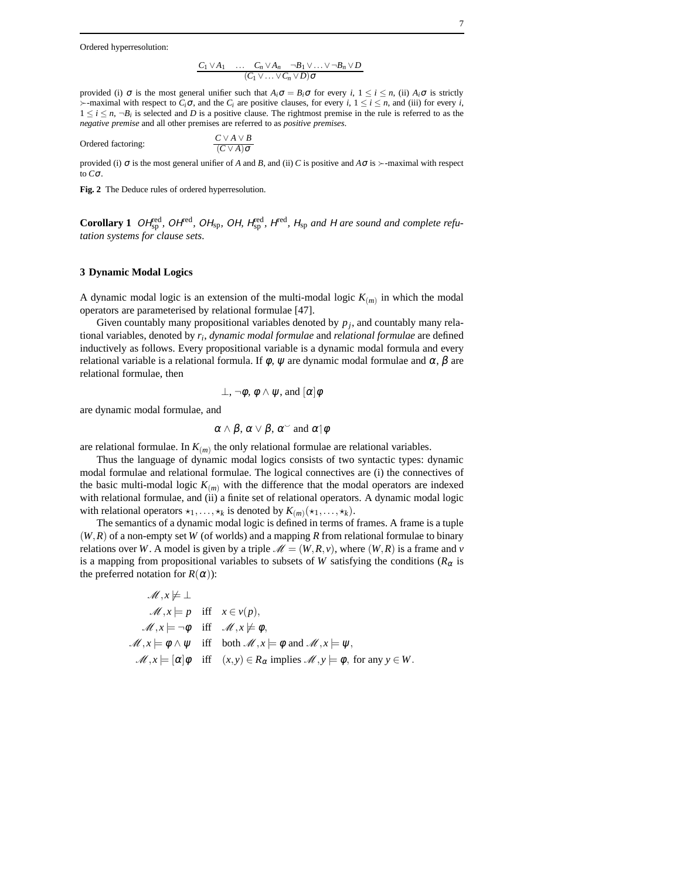Ordered hyperresolution:

$$\frac{C_1 \vee A_1 \quad \ldots \quad C_n \vee A_n \quad \neg B_1 \vee \ldots \vee \neg B_n \vee D}{(C_1 \vee \ldots \vee C_n \vee D)\sigma}$$

provided (i) $\sigma$ is the most general unifier such that $A_i\sigma = B_i\sigma$ for every $i$, $1 \leq i \leq n$, (ii) $A_i\sigma$ is strictly $\succ$-maximal with respect to $C_i\sigma$, and the $C_i$ are positive clauses, for every $i$, $1 \leq i \leq n$, and (iii) for every $i$, $1 \leq i \leq n$, $\neg B_i$ is selected and $D$ is a positive clause. The rightmost premise in the rule is referred to as the *negative premise* and all other premises are referred to as *positive premises*.

Ordered factoring:

$$\frac{C \vee A \vee B}{(C \vee A)\sigma}$$

provided (i) $\sigma$ is the most general unifier of $A$ and $B$, and (ii) $C$ is positive and $A\sigma$ is $\succ$-maximal with respect to $C\sigma$.

**Fig. 2** The Deduce rules of ordered hyperresolution.

**Corollary 1** *$OH^{\text{red}}_{\text{sp}}$, $OH^{\text{red}}$, $OH_{\text{sp}}$, $OH$, $H^{\text{red}}_{\text{sp}}$, $H^{\text{red}}$, $H_{\text{sp}}$ and $H$ are sound and complete refutation systems for clause sets.*

## 3 Dynamic Modal Logics

A dynamic modal logic is an extension of the multi-modal logic $K_{(m)}$ in which the modal operators are parameterised by relational formulae [47].

Given countably many propositional variables denoted by $p_j$, and countably many relational variables, denoted by $r_i$, *dynamic modal formulae* and *relational formulae* are defined inductively as follows. Every propositional variable is a dynamic modal formula and every relational variable is a relational formula. If $\phi$, $\psi$ are dynamic modal formulae and $\alpha$, $\beta$ are relational formulae, then

$$\bot,\ \neg\phi,\ \phi \wedge \psi, \text{ and } [\alpha]\phi$$

are dynamic modal formulae, and

$$\alpha \wedge \beta,\ \alpha \vee \beta,\ \alpha^{\smile} \text{ and } \alpha\restriction\phi$$

are relational formulae. In $K_{(m)}$ the only relational formulae are relational variables.

Thus the language of dynamic modal logics consists of two syntactic types: dynamic modal formulae and relational formulae. The logical connectives are (i) the connectives of the basic multi-modal logic $K_{(m)}$ with the difference that the modal operators are indexed with relational formulae, and (ii) a finite set of relational operators. A dynamic modal logic with relational operators $\star_1, \ldots, \star_k$ is denoted by $K_{(m)}(\star_1, \ldots, \star_k)$.

The semantics of a dynamic modal logic is defined in terms of frames. A frame is a tuple $(W, R)$ of a non-empty set $W$ (of worlds) and a mapping $R$ from relational formulae to binary relations over $W$. A model is given by a triple $\mathscr{M} = (W, R, v)$, where $(W, R)$ is a frame and $v$ is a mapping from propositional variables to subsets of $W$ satisfying the conditions ($R_\alpha$ is the preferred notation for $R(\alpha)$):

$$\begin{aligned}
&\mathscr{M}, x \not\models \bot \\
&\mathscr{M}, x \models p \quad \text{iff} \quad x \in v(p), \\
&\mathscr{M}, x \models \neg\phi \quad \text{iff} \quad \mathscr{M}, x \not\models \phi, \\
&\mathscr{M}, x \models \phi \wedge \psi \quad \text{iff} \quad \text{both } \mathscr{M}, x \models \phi \text{ and } \mathscr{M}, x \models \psi, \\
&\mathscr{M}, x \models [\alpha]\phi \quad \text{iff} \quad (x, y) \in R_\alpha \text{ implies } \mathscr{M}, y \models \phi, \text{ for any } y \in W.
\end{aligned}$$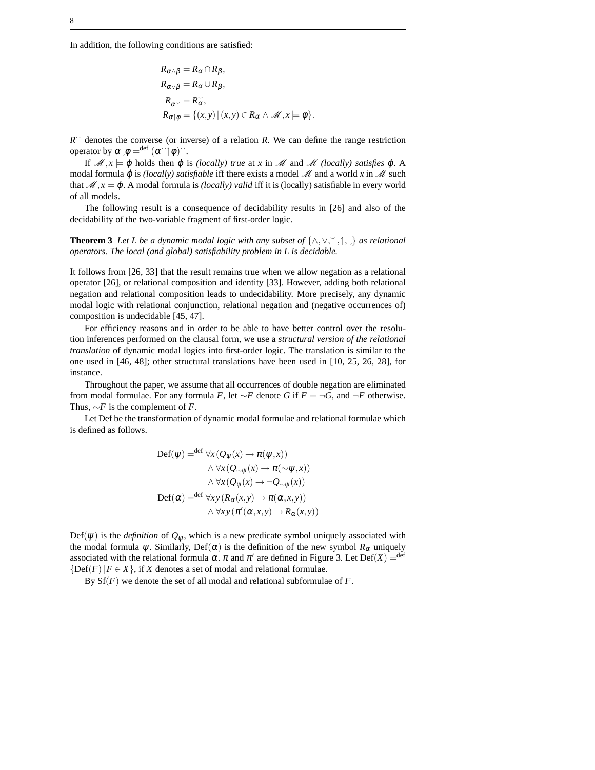In addition, the following conditions are satisfied:

$$
\begin{aligned}
R_{\alpha\wedge\beta} &= R_\alpha \cap R_\beta,\\
R_{\alpha\vee\beta} &= R_\alpha \cup R_\beta,\\
R_{\alpha^\smile} &= R_\alpha^\smile,\\
R_{\alpha\upharpoonright\phi} &= \{(x,y) \mid (x,y) \in R_\alpha \wedge \mathscr{M},x \models \phi\}.
\end{aligned}
$$

$R^\smile$ denotes the converse (or inverse) of a relation $R$. We can define the range restriction operator by $\alpha \downharpoonright \phi =^{\text{def}} (\alpha^\smile \upharpoonright \phi)^\smile$.

If $\mathscr{M},x \models \varphi$ holds then $\varphi$ is *(locally) true* at $x$ in $\mathscr{M}$ and $\mathscr{M}$ *(locally) satisfies* $\varphi$. A modal formula $\varphi$ is *(locally) satisfiable* iff there exists a model $\mathscr{M}$ and a world $x$ in $\mathscr{M}$ such that $\mathscr{M},x \models \varphi$. A modal formula is *(locally) valid* iff it is (locally) satisfiable in every world of all models.

The following result is a consequence of decidability results in [26] and also of the decidability of the two-variable fragment of first-order logic.

**Theorem 3** *Let L be a dynamic modal logic with any subset of $\{\wedge,\vee,{}^\smile,\upharpoonright,\downharpoonright\}$ as relational operators. The local (and global) satisfiability problem in L is decidable.*

It follows from [26, 33] that the result remains true when we allow negation as a relational operator [26], or relational composition and identity [33]. However, adding both relational negation and relational composition leads to undecidability. More precisely, any dynamic modal logic with relational conjunction, relational negation and (negative occurrences of) composition is undecidable [45, 47].

For efficiency reasons and in order to be able to have better control over the resolution inferences performed on the clausal form, we use a *structural version of the relational translation* of dynamic modal logics into first-order logic. The translation is similar to the one used in [46, 48]; other structural translations have been used in [10, 25, 26, 28], for instance.

Throughout the paper, we assume that all occurrences of double negation are eliminated from modal formulae. For any formula $F$, let $\sim F$ denote $G$ if $F = \neg G$, and $\neg F$ otherwise. Thus, $\sim F$ is the complement of $F$.

Let Def be the transformation of dynamic modal formulae and relational formulae which is defined as follows.

$$
\begin{aligned}
\mathrm{Def}(\psi) =^{\text{def}}\; & \forall x\,(Q_\psi(x) \rightarrow \pi(\psi,x))\\
& \wedge \forall x\,(Q_{\sim\psi}(x) \rightarrow \pi(\sim\psi,x))\\
& \wedge \forall x\,(Q_\psi(x) \rightarrow \neg Q_{\sim\psi}(x))\\
\mathrm{Def}(\alpha) =^{\text{def}}\; & \forall xy\,(R_\alpha(x,y) \rightarrow \pi(\alpha,x,y))\\
& \wedge \forall xy\,(\pi'(\alpha,x,y) \rightarrow R_\alpha(x,y))
\end{aligned}
$$

$\mathrm{Def}(\psi)$ is the *definition* of $Q_\psi$, which is a new predicate symbol uniquely associated with the modal formula $\psi$. Similarly, $\mathrm{Def}(\alpha)$ is the definition of the new symbol $R_\alpha$ uniquely associated with the relational formula $\alpha$. $\pi$ and $\pi'$ are defined in Figure 3. Let $\mathrm{Def}(X) =^{\text{def}} \{\mathrm{Def}(F) \mid F \in X\}$, if $X$ denotes a set of modal and relational formulae.

By $\mathrm{Sf}(F)$ we denote the set of all modal and relational subformulae of $F$.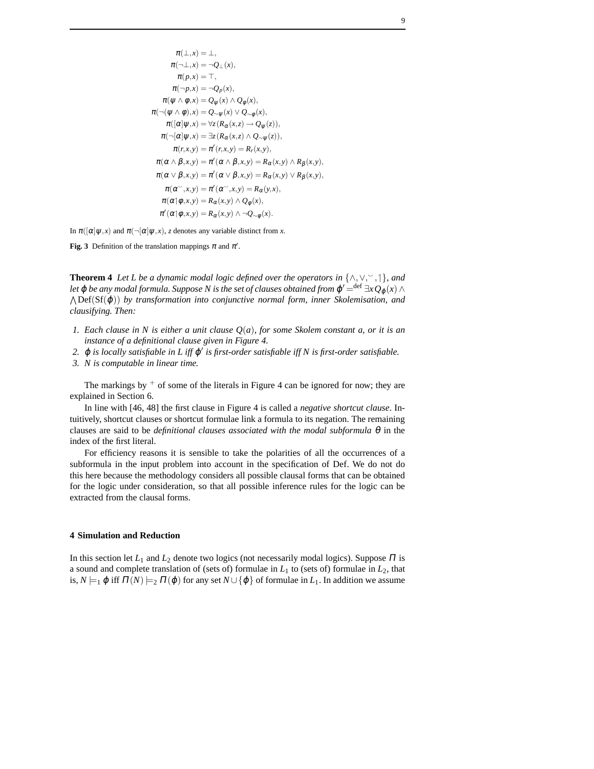$$
\begin{aligned}
\pi(\bot,x) &= \bot,\\
\pi(\neg\bot,x) &= \neg Q_{\bot}(x),\\
\pi(p,x) &= \top,\\
\pi(\neg p,x) &= \neg Q_p(x),\\
\pi(\psi \wedge \phi,x) &= Q_\psi(x) \wedge Q_\phi(x),\\
\pi(\neg(\psi \wedge \phi),x) &= Q_{\sim\psi}(x) \vee Q_{\sim\phi}(x),\\
\pi([\alpha]\psi,x) &= \forall z(R_\alpha(x,z) \rightarrow Q_\psi(z)),\\
\pi(\neg[\alpha]\psi,x) &= \exists z(R_\alpha(x,z) \wedge Q_{\sim\psi}(z)),\\
\pi(r,x,y) &= \pi'(r,x,y) = R_r(x,y),\\
\pi(\alpha \wedge \beta,x,y) &= \pi'(\alpha \wedge \beta,x,y) = R_\alpha(x,y) \wedge R_\beta(x,y),\\
\pi(\alpha \vee \beta,x,y) &= \pi'(\alpha \vee \beta,x,y) = R_\alpha(x,y) \vee R_\beta(x,y),\\
\pi(\alpha^{\smile},x,y) &= \pi'(\alpha^{\smile},x,y) = R_\alpha(y,x),\\
\pi(\alpha{\upharpoonright}\phi,x,y) &= R_\alpha(x,y) \wedge Q_\phi(x),\\
\pi'(\alpha{\upharpoonright}\phi,x,y) &= R_\alpha(x,y) \wedge \neg Q_{\sim\phi}(x).
\end{aligned}
$$

In $\pi([\alpha]\psi,x)$ and $\pi(\neg[\alpha]\psi,x)$, $z$ denotes any variable distinct from $x$.

**Fig. 3** Definition of the translation mappings $\pi$ and $\pi'$.

**Theorem 4** *Let $L$ be a dynamic modal logic defined over the operators in $\{\wedge,\vee,^{\smile},{\upharpoonright}\}$, and let $\varphi$ be any modal formula. Suppose $N$ is the set of clauses obtained from $\varphi' \stackrel{\text{def}}{=} \exists x Q_\varphi(x) \wedge \bigwedge \mathrm{Def}(\mathrm{Sf}(\varphi))$ by transformation into conjunctive normal form, inner Skolemisation, and clausifying. Then:*

1. *Each clause in $N$ is either a unit clause $Q(a)$, for some Skolem constant $a$, or it is an instance of a definitional clause given in Figure 4.*
2. *$\varphi$ is locally satisfiable in $L$ iff $\varphi'$ is first-order satisfiable iff $N$ is first-order satisfiable.*
3. *$N$ is computable in linear time.*

The markings by $^+$ of some of the literals in Figure 4 can be ignored for now; they are explained in Section 6.

In line with [46, 48] the first clause in Figure 4 is called a *negative shortcut clause*. Intuitively, shortcut clauses or shortcut formulae link a formula to its negation. The remaining clauses are said to be *definitional clauses associated with the modal subformula $\theta$* in the index of the first literal.

For efficiency reasons it is sensible to take the polarities of all the occurrences of a subformula in the input problem into account in the specification of Def. We do not do this here because the methodology considers all possible clausal forms that can be obtained for the logic under consideration, so that all possible inference rules for the logic can be extracted from the clausal forms.

## 4 Simulation and Reduction

In this section let $L_1$ and $L_2$ denote two logics (not necessarily modal logics). Suppose $\Pi$ is a sound and complete translation of (sets of) formulae in $L_1$ to (sets of) formulae in $L_2$, that is, $N \models_1 \varphi$ iff $\Pi(N) \models_2 \Pi(\varphi)$ for any set $N \cup \{\varphi\}$ of formulae in $L_1$. In addition we assume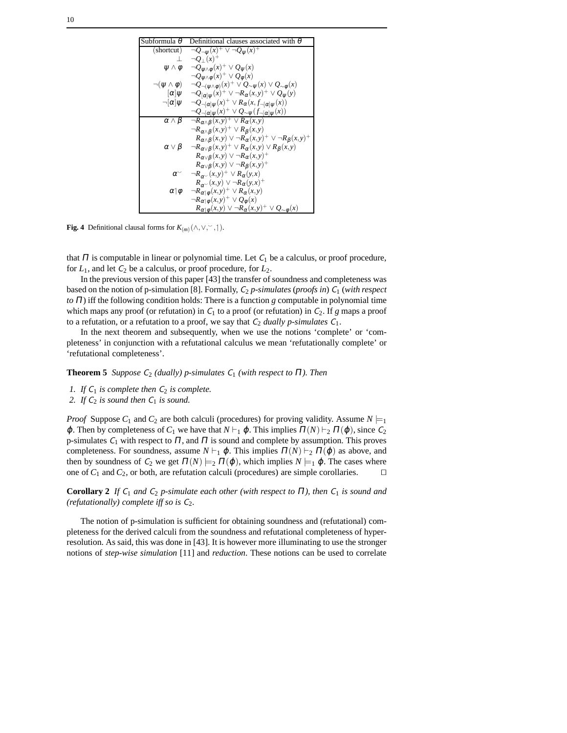| Subformula $\theta$ | Definitional clauses associated with $\theta$ |
| --- | --- |
| (shortcut) | $\neg Q_{\neg\psi}(x)^+ \vee \neg Q_\psi(x)^+$ |
| $\bot$ | $\neg Q_\bot(x)^+$ |
| $\psi \wedge \phi$ | $\neg Q_{\psi\wedge\phi}(x)^+ \vee Q_\psi(x)$ |
| | $\neg Q_{\psi\wedge\phi}(x)^+ \vee Q_\phi(x)$ |
| $\neg(\psi \wedge \phi)$ | $\neg Q_{\neg(\psi\wedge\phi)}(x)^+ \vee Q_{\sim\psi}(x) \vee Q_{\sim\phi}(x)$ |
| $[\alpha]\psi$ | $\neg Q_{[\alpha]\psi}(x)^+ \vee \neg R_\alpha(x,y)^+ \vee Q_\psi(y)$ |
| $\neg[\alpha]\psi$ | $\neg Q_{\neg[\alpha]\psi}(x)^+ \vee R_\alpha(x, f_{\neg[\alpha]\psi}(x))$ |
| | $\neg Q_{\neg[\alpha]\psi}(x)^+ \vee Q_{\sim\psi}(f_{\neg[\alpha]\psi}(x))$ |
| $\alpha \wedge \beta$ | $\neg R_{\alpha\wedge\beta}(x,y)^+ \vee R_\alpha(x,y)$ |
| | $\neg R_{\alpha\wedge\beta}(x,y)^+ \vee R_\beta(x,y)$ |
| | $R_{\alpha\wedge\beta}(x,y) \vee \neg R_\alpha(x,y)^+ \vee \neg R_\beta(x,y)^+$ |
| $\alpha \vee \beta$ | $\neg R_{\alpha\vee\beta}(x,y)^+ \vee R_\alpha(x,y) \vee R_\beta(x,y)$ |
| | $R_{\alpha\vee\beta}(x,y) \vee \neg R_\alpha(x,y)^+$ |
| | $R_{\alpha\vee\beta}(x,y) \vee \neg R_\beta(x,y)^+$ |
| $\alpha^\smile$ | $\neg R_{\alpha^\smile}(x,y)^+ \vee R_\alpha(y,x)$ |
| | $R_{\alpha^\smile}(x,y) \vee \neg R_\alpha(y,x)^+$ |
| $\alpha\restriction\phi$ | $\neg R_{\alpha\restriction\phi}(x,y)^+ \vee R_\alpha(x,y)$ |
| | $\neg R_{\alpha\restriction\phi}(x,y)^+ \vee Q_\phi(x)$ |
| | $R_{\alpha\restriction\phi}(x,y) \vee \neg R_\alpha(x,y)^+ \vee Q_{\sim\phi}(x)$ |

**Fig. 4** Definitional clausal forms for $K_{(m)}(\wedge,\vee,^\smile,\restriction)$.

that $\Pi$ is computable in linear or polynomial time. Let $C_1$ be a calculus, or proof procedure, for $L_1$, and let $C_2$ be a calculus, or proof procedure, for $L_2$.

In the previous version of this paper [43] the transfer of soundness and completeness was based on the notion of p-simulation [8]. Formally, $C_2$ *p-simulates* (*proofs in*) $C_1$ (*with respect to* $\Pi$) iff the following condition holds: There is a function $g$ computable in polynomial time which maps any proof (or refutation) in $C_1$ to a proof (or refutation) in $C_2$. If $g$ maps a proof to a refutation, or a refutation to a proof, we say that $C_2$ *dually p-simulates* $C_1$.

In the next theorem and subsequently, when we use the notions 'complete' or 'completeness' in conjunction with a refutational calculus we mean 'refutationally complete' or 'refutational completeness'.

**Theorem 5** *Suppose $C_2$ (dually) p-simulates $C_1$ (with respect to $\Pi$). Then*

1. *If $C_1$ is complete then $C_2$ is complete.*
2. *If $C_2$ is sound then $C_1$ is sound.*

*Proof* Suppose $C_1$ and $C_2$ are both calculi (procedures) for proving validity. Assume $N \models_1 \varphi$. Then by completeness of $C_1$ we have that $N \vdash_1 \varphi$. This implies $\Pi(N) \vdash_2 \Pi(\varphi)$, since $C_2$ p-simulates $C_1$ with respect to $\Pi$, and $\Pi$ is sound and complete by assumption. This proves completeness. For soundness, assume $N \vdash_1 \varphi$. This implies $\Pi(N) \vdash_2 \Pi(\varphi)$ as above, and then by soundness of $C_2$ we get $\Pi(N) \models_2 \Pi(\varphi)$, which implies $N \models_1 \varphi$. The cases where one of $C_1$ and $C_2$, or both, are refutation calculi (procedures) are simple corollaries. □

**Corollary 2** *If $C_1$ and $C_2$ p-simulate each other (with respect to $\Pi$), then $C_1$ is sound and (refutationally) complete iff so is $C_2$.*

The notion of p-simulation is sufficient for obtaining soundness and (refutational) completeness for the derived calculi from the soundness and refutational completeness of hyperresolution. As said, this was done in [43]. It is however more illuminating to use the stronger notions of *step-wise simulation* [11] and *reduction*. These notions can be used to correlate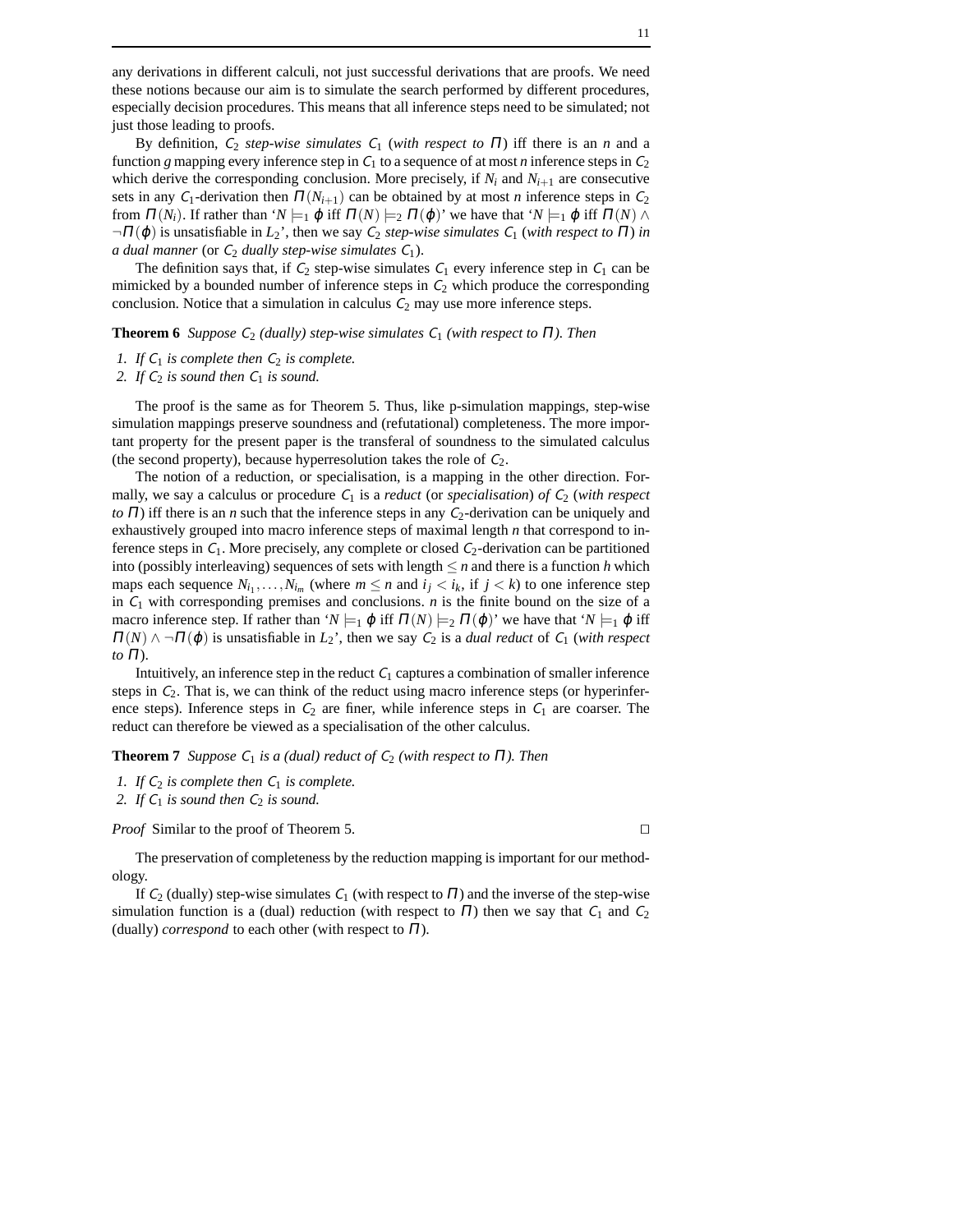any derivations in different calculi, not just successful derivations that are proofs. We need these notions because our aim is to simulate the search performed by different procedures, especially decision procedures. This means that all inference steps need to be simulated; not just those leading to proofs.

By definition, $C_2$ *step-wise simulates* $C_1$ (*with respect to* $\Pi$) iff there is an $n$ and a function $g$ mapping every inference step in $C_1$ to a sequence of at most $n$ inference steps in $C_2$ which derive the corresponding conclusion. More precisely, if $N_i$ and $N_{i+1}$ are consecutive sets in any $C_1$-derivation then $\Pi(N_{i+1})$ can be obtained by at most $n$ inference steps in $C_2$ from $\Pi(N_i)$. If rather than '$N \models_1 \varphi$ iff $\Pi(N) \models_2 \Pi(\varphi)$' we have that '$N \models_1 \varphi$ iff $\Pi(N) \wedge \neg\Pi(\varphi)$ is unsatisfiable in $L_2$', then we say $C_2$ *step-wise simulates* $C_1$ (*with respect to* $\Pi$) *in a dual manner* (or $C_2$ *dually step-wise simulates* $C_1$).

The definition says that, if $C_2$ step-wise simulates $C_1$ every inference step in $C_1$ can be mimicked by a bounded number of inference steps in $C_2$ which produce the corresponding conclusion. Notice that a simulation in calculus $C_2$ may use more inference steps.

**Theorem 6** *Suppose $C_2$ (dually) step-wise simulates $C_1$ (with respect to $\Pi$). Then*

1. *If $C_1$ is complete then $C_2$ is complete.*
2. *If $C_2$ is sound then $C_1$ is sound.*

The proof is the same as for Theorem 5. Thus, like p-simulation mappings, step-wise simulation mappings preserve soundness and (refutational) completeness. The more important property for the present paper is the transferal of soundness to the simulated calculus (the second property), because hyperresolution takes the role of $C_2$.

The notion of a reduction, or specialisation, is a mapping in the other direction. Formally, we say a calculus or procedure $C_1$ is a *reduct* (or *specialisation*) *of* $C_2$ (*with respect to* $\Pi$) iff there is an $n$ such that the inference steps in any $C_2$-derivation can be uniquely and exhaustively grouped into macro inference steps of maximal length $n$ that correspond to inference steps in $C_1$. More precisely, any complete or closed $C_2$-derivation can be partitioned into (possibly interleaving) sequences of sets with length $\leq n$ and there is a function $h$ which maps each sequence $N_{i_1}, \ldots, N_{i_m}$ (where $m \leq n$ and $i_j < i_k$, if $j < k$) to one inference step in $C_1$ with corresponding premises and conclusions. $n$ is the finite bound on the size of a macro inference step. If rather than '$N \models_1 \varphi$ iff $\Pi(N) \models_2 \Pi(\varphi)$' we have that '$N \models_1 \varphi$ iff $\Pi(N) \wedge \neg\Pi(\varphi)$ is unsatisfiable in $L_2$', then we say $C_2$ is a *dual reduct* of $C_1$ (*with respect to* $\Pi$).

Intuitively, an inference step in the reduct $C_1$ captures a combination of smaller inference steps in $C_2$. That is, we can think of the reduct using macro inference steps (or hyperinference steps). Inference steps in $C_2$ are finer, while inference steps in $C_1$ are coarser. The reduct can therefore be viewed as a specialisation of the other calculus.

**Theorem 7** *Suppose $C_1$ is a (dual) reduct of $C_2$ (with respect to $\Pi$). Then*

1. *If $C_2$ is complete then $C_1$ is complete.*
2. *If $C_1$ is sound then $C_2$ is sound.*

*Proof* Similar to the proof of Theorem 5. □

The preservation of completeness by the reduction mapping is important for our methodology.

If $C_2$ (dually) step-wise simulates $C_1$ (with respect to $\Pi$) and the inverse of the step-wise simulation function is a (dual) reduction (with respect to $\Pi$) then we say that $C_1$ and $C_2$ (dually) *correspond* to each other (with respect to $\Pi$).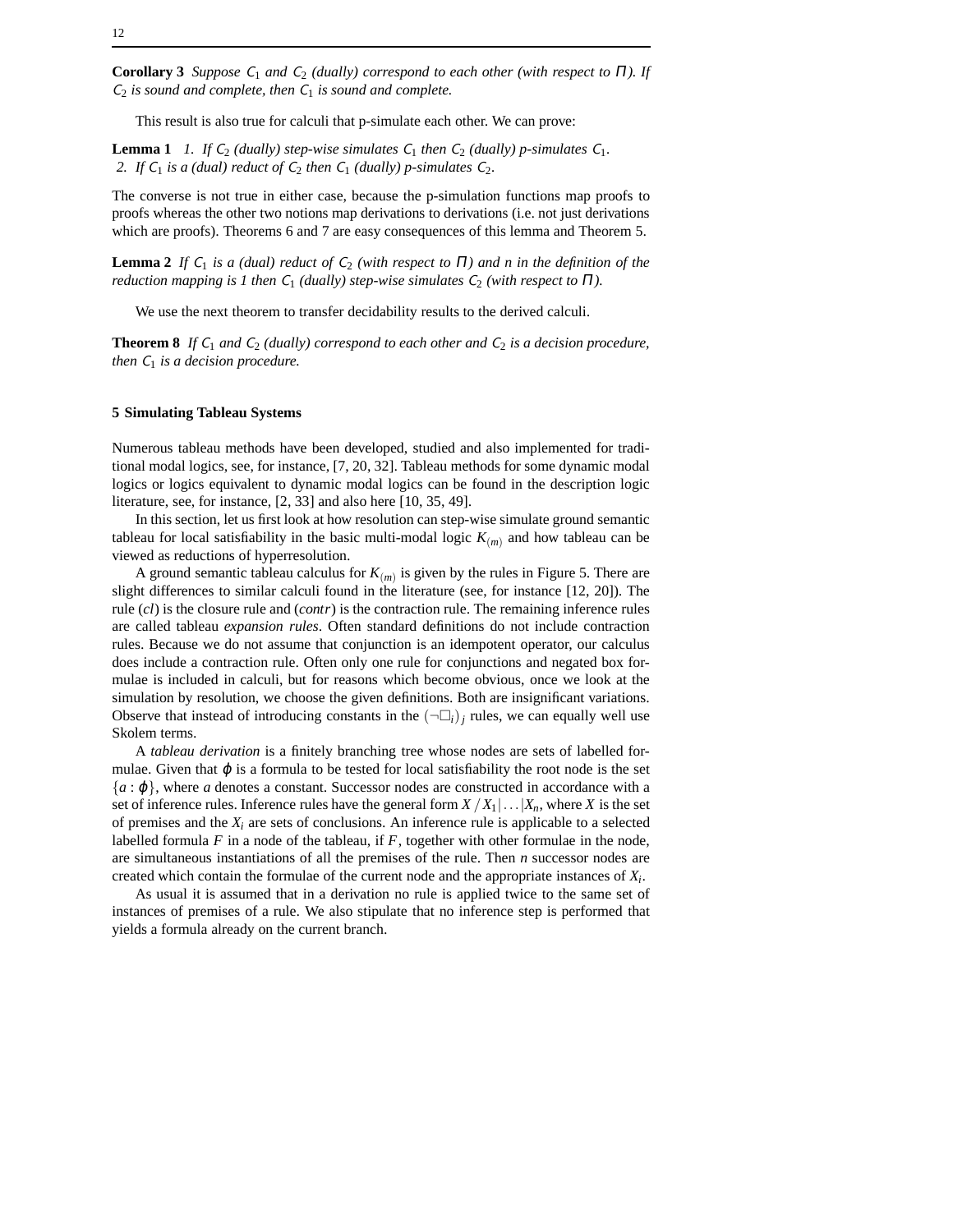**Corollary 3** *Suppose $C_1$ and $C_2$ (dually) correspond to each other (with respect to $\Pi$). If $C_2$ is sound and complete, then $C_1$ is sound and complete.*

This result is also true for calculi that p-simulate each other. We can prove:

**Lemma 1** *1. If $C_2$ (dually) step-wise simulates $C_1$ then $C_2$ (dually) p-simulates $C_1$.*
*2. If $C_1$ is a (dual) reduct of $C_2$ then $C_1$ (dually) p-simulates $C_2$.*

The converse is not true in either case, because the p-simulation functions map proofs to proofs whereas the other two notions map derivations to derivations (i.e. not just derivations which are proofs). Theorems 6 and 7 are easy consequences of this lemma and Theorem 5.

**Lemma 2** *If $C_1$ is a (dual) reduct of $C_2$ (with respect to $\Pi$) and n in the definition of the reduction mapping is 1 then $C_1$ (dually) step-wise simulates $C_2$ (with respect to $\Pi$).*

We use the next theorem to transfer decidability results to the derived calculi.

**Theorem 8** *If $C_1$ and $C_2$ (dually) correspond to each other and $C_2$ is a decision procedure, then $C_1$ is a decision procedure.*

## 5 Simulating Tableau Systems

Numerous tableau methods have been developed, studied and also implemented for traditional modal logics, see, for instance, [7, 20, 32]. Tableau methods for some dynamic modal logics or logics equivalent to dynamic modal logics can be found in the description logic literature, see, for instance, [2, 33] and also here [10, 35, 49].

In this section, let us first look at how resolution can step-wise simulate ground semantic tableau for local satisfiability in the basic multi-modal logic $K_{(m)}$ and how tableau can be viewed as reductions of hyperresolution.

A ground semantic tableau calculus for $K_{(m)}$ is given by the rules in Figure 5. There are slight differences to similar calculi found in the literature (see, for instance [12, 20]). The rule (*cl*) is the closure rule and (*contr*) is the contraction rule. The remaining inference rules are called tableau *expansion rules*. Often standard definitions do not include contraction rules. Because we do not assume that conjunction is an idempotent operator, our calculus does include a contraction rule. Often only one rule for conjunctions and negated box formulae is included in calculi, but for reasons which become obvious, once we look at the simulation by resolution, we choose the given definitions. Both are insignificant variations. Observe that instead of introducing constants in the $(\neg\Box_i)_j$ rules, we can equally well use Skolem terms.

A *tableau derivation* is a finitely branching tree whose nodes are sets of labelled formulae. Given that $\varphi$ is a formula to be tested for local satisfiability the root node is the set $\{a : \varphi\}$, where $a$ denotes a constant. Successor nodes are constructed in accordance with a set of inference rules. Inference rules have the general form $X \,/\, X_1 | \ldots | X_n$, where $X$ is the set of premises and the $X_i$ are sets of conclusions. An inference rule is applicable to a selected labelled formula $F$ in a node of the tableau, if $F$, together with other formulae in the node, are simultaneous instantiations of all the premises of the rule. Then $n$ successor nodes are created which contain the formulae of the current node and the appropriate instances of $X_i$.

As usual it is assumed that in a derivation no rule is applied twice to the same set of instances of premises of a rule. We also stipulate that no inference step is performed that yields a formula already on the current branch.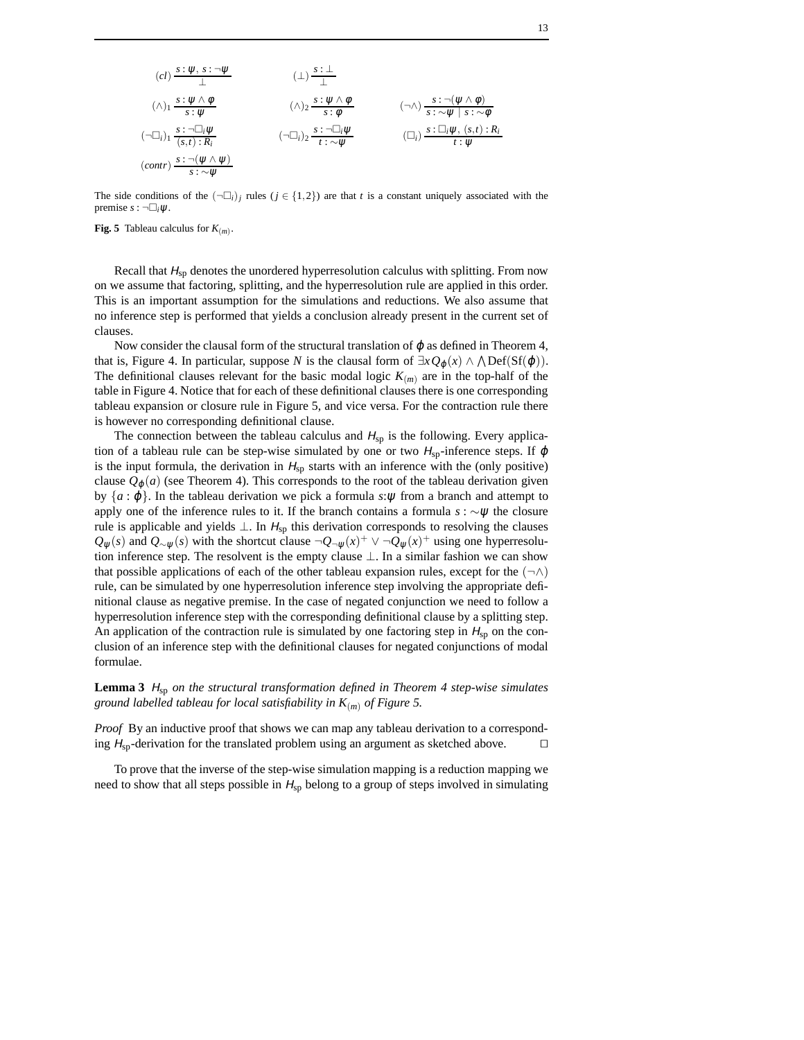$$(cl)\ \frac{s:\psi,\ s:\neg\psi}{\bot} \qquad (\bot)\ \frac{s:\bot}{\bot}$$

$$(\wedge)_1\ \frac{s:\psi\wedge\phi}{s:\psi} \qquad (\wedge)_2\ \frac{s:\psi\wedge\phi}{s:\phi} \qquad (\neg\wedge)\ \frac{s:\neg(\psi\wedge\phi)}{s:\sim\psi \mid s:\sim\phi}$$

$$(\neg\Box_i)_1\ \frac{s:\neg\Box_i\psi}{(s,t):R_i} \qquad (\neg\Box_i)_2\ \frac{s:\neg\Box_i\psi}{t:\sim\psi} \qquad (\Box_i)\ \frac{s:\Box_i\psi,\ (s,t):R_i}{t:\psi}$$

$$(contr)\ \frac{s:\neg(\psi\wedge\psi)}{s:\sim\psi}$$

The side conditions of the $(\neg\Box_i)_j$ rules ($j\in\{1,2\}$) are that $t$ is a constant uniquely associated with the premise $s:\neg\Box_i\psi$.

**Fig. 5** Tableau calculus for $K_{(m)}$.

Recall that $H_{\mathrm{sp}}$ denotes the unordered hyperresolution calculus with splitting. From now on we assume that factoring, splitting, and the hyperresolution rule are applied in this order. This is an important assumption for the simulations and reductions. We also assume that no inference step is performed that yields a conclusion already present in the current set of clauses.

Now consider the clausal form of the structural translation of $\varphi$ as defined in Theorem 4, that is, Figure 4. In particular, suppose $N$ is the clausal form of $\exists x Q_\varphi(x)\wedge\bigwedge\mathrm{Def}(\mathrm{Sf}(\varphi))$. The definitional clauses relevant for the basic modal logic $K_{(m)}$ are in the top-half of the table in Figure 4. Notice that for each of these definitional clauses there is one corresponding tableau expansion or closure rule in Figure 5, and vice versa. For the contraction rule there is however no corresponding definitional clause.

The connection between the tableau calculus and $H_{\mathrm{sp}}$ is the following. Every application of a tableau rule can be step-wise simulated by one or two $H_{\mathrm{sp}}$-inference steps. If $\varphi$ is the input formula, the derivation in $H_{\mathrm{sp}}$ starts with an inference with the (only positive) clause $Q_\varphi(a)$ (see Theorem 4). This corresponds to the root of the tableau derivation given by $\{a:\varphi\}$. In the tableau derivation we pick a formula $s{:}\psi$ from a branch and attempt to apply one of the inference rules to it. If the branch contains a formula $s:\sim\psi$ the closure rule is applicable and yields $\bot$. In $H_{\mathrm{sp}}$ this derivation corresponds to resolving the clauses $Q_\psi(s)$ and $Q_{\sim\psi}(s)$ with the shortcut clause $\neg Q_{\neg\psi}(x)^+\vee\neg Q_\psi(x)^+$ using one hyperresolution inference step. The resolvent is the empty clause $\bot$. In a similar fashion we can show that possible applications of each of the other tableau expansion rules, except for the $(\neg\wedge)$ rule, can be simulated by one hyperresolution inference step involving the appropriate definitional clause as negative premise. In the case of negated conjunction we need to follow a hyperresolution inference step with the corresponding definitional clause by a splitting step. An application of the contraction rule is simulated by one factoring step in $H_{\mathrm{sp}}$ on the conclusion of an inference step with the definitional clauses for negated conjunctions of modal formulae.

**Lemma 3** *$H_{\mathrm{sp}}$ on the structural transformation defined in Theorem 4 step-wise simulates ground labelled tableau for local satisfiability in $K_{(m)}$ of Figure 5.*

*Proof* By an inductive proof that shows we can map any tableau derivation to a corresponding $H_{\mathrm{sp}}$-derivation for the translated problem using an argument as sketched above. □

To prove that the inverse of the step-wise simulation mapping is a reduction mapping we need to show that all steps possible in $H_{\mathrm{sp}}$ belong to a group of steps involved in simulating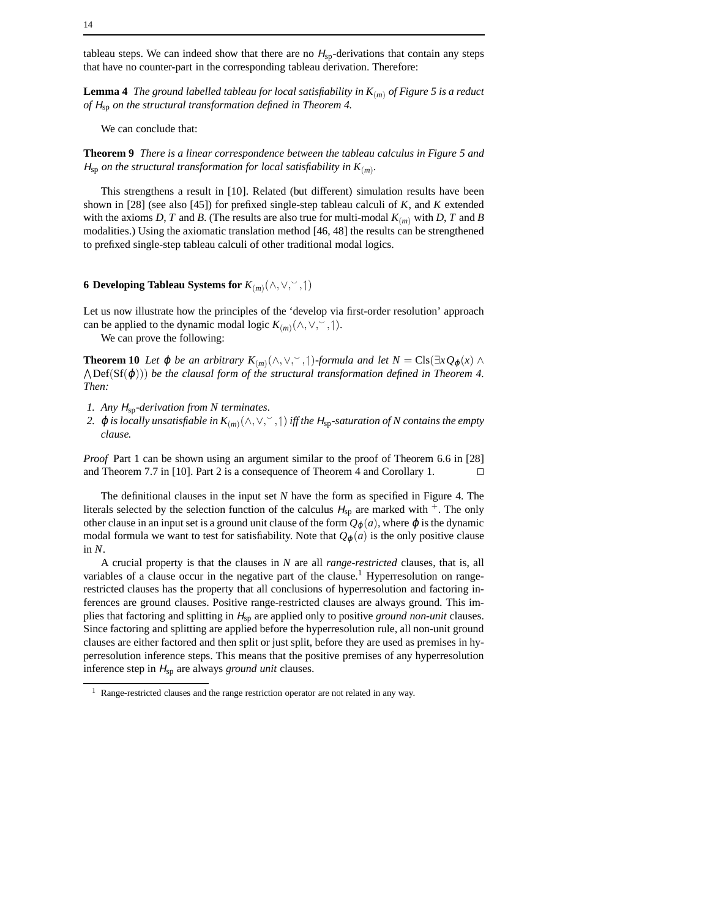tableau steps. We can indeed show that there are no $H_{\mathrm{sp}}$-derivations that contain any steps that have no counter-part in the corresponding tableau derivation. Therefore:

**Lemma 4** *The ground labelled tableau for local satisfiability in $K_{(m)}$ of Figure 5 is a reduct of $H_{\mathrm{sp}}$ on the structural transformation defined in Theorem 4.*

We can conclude that:

**Theorem 9** *There is a linear correspondence between the tableau calculus in Figure 5 and $H_{\mathrm{sp}}$ on the structural transformation for local satisfiability in $K_{(m)}$.*

This strengthens a result in [10]. Related (but different) simulation results have been shown in [28] (see also [45]) for prefixed single-step tableau calculi of $K$, and $K$ extended with the axioms $D$, $T$ and $B$. (The results are also true for multi-modal $K_{(m)}$ with $D$, $T$ and $B$ modalities.) Using the axiomatic translation method [46, 48] the results can be strengthened to prefixed single-step tableau calculi of other traditional modal logics.

## 6 Developing Tableau Systems for $K_{(m)}(\wedge,\vee,\smile,\upharpoonright)$

Let us now illustrate how the principles of the 'develop via first-order resolution' approach can be applied to the dynamic modal logic $K_{(m)}(\wedge,\vee,\smile,\upharpoonright)$.

We can prove the following:

**Theorem 10** *Let $\varphi$ be an arbitrary $K_{(m)}(\wedge,\vee,\smile,\upharpoonright)$-formula and let $N = \mathrm{Cls}(\exists x Q_\varphi(x) \wedge \bigwedge \mathrm{Def}(\mathrm{Sf}(\varphi)))$ be the clausal form of the structural transformation defined in Theorem 4. Then:*

1. *Any $H_{\mathrm{sp}}$-derivation from $N$ terminates.*
2. *$\varphi$ is locally unsatisfiable in $K_{(m)}(\wedge,\vee,\smile,\upharpoonright)$ iff the $H_{\mathrm{sp}}$-saturation of $N$ contains the empty clause.*

*Proof* Part 1 can be shown using an argument similar to the proof of Theorem 6.6 in [28] and Theorem 7.7 in [10]. Part 2 is a consequence of Theorem 4 and Corollary 1. □

The definitional clauses in the input set $N$ have the form as specified in Figure 4. The literals selected by the selection function of the calculus $H_{\mathrm{sp}}$ are marked with $^+$. The only other clause in an input set is a ground unit clause of the form $Q_\varphi(a)$, where $\varphi$ is the dynamic modal formula we want to test for satisfiability. Note that $Q_\varphi(a)$ is the only positive clause in $N$.

A crucial property is that the clauses in $N$ are all *range-restricted* clauses, that is, all variables of a clause occur in the negative part of the clause.[1] Hyperresolution on range-restricted clauses has the property that all conclusions of hyperresolution and factoring inferences are ground clauses. Positive range-restricted clauses are always ground. This implies that factoring and splitting in $H_{\mathrm{sp}}$ are applied only to positive *ground non-unit* clauses. Since factoring and splitting are applied before the hyperresolution rule, all non-unit ground clauses are either factored and then split or just split, before they are used as premises in hyperresolution inference steps. This means that the positive premises of any hyperresolution inference step in $H_{\mathrm{sp}}$ are always *ground unit* clauses.

[1] Range-restricted clauses and the range restriction operator are not related in any way.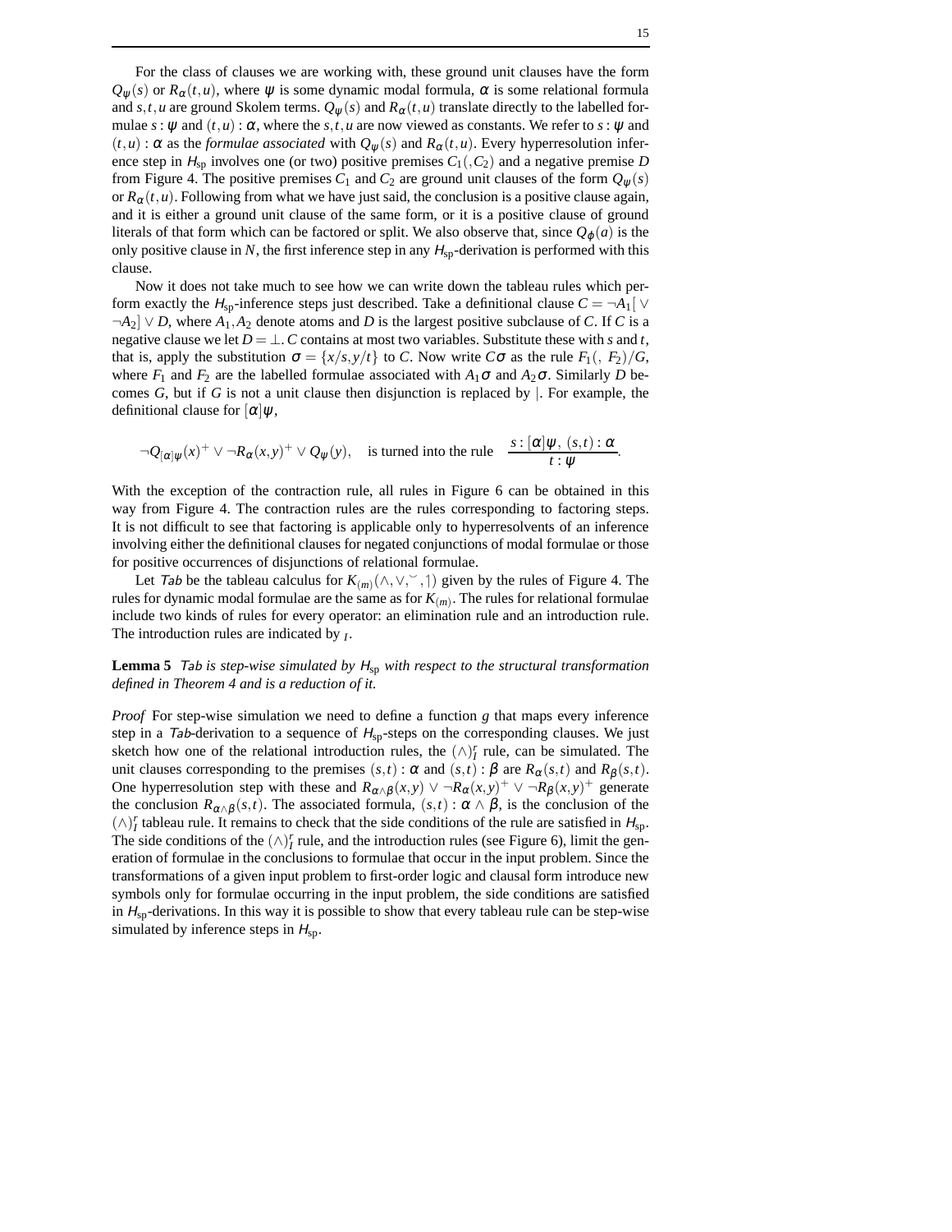For the class of clauses we are working with, these ground unit clauses have the form $Q_\psi(s)$ or $R_\alpha(t,u)$, where $\psi$ is some dynamic modal formula, $\alpha$ is some relational formula and $s,t,u$ are ground Skolem terms. $Q_\psi(s)$ and $R_\alpha(t,u)$ translate directly to the labelled formulae $s:\psi$ and $(t,u):\alpha$, where the $s,t,u$ are now viewed as constants. We refer to $s:\psi$ and $(t,u):\alpha$ as the *formulae associated* with $Q_\psi(s)$ and $R_\alpha(t,u)$. Every hyperresolution inference step in $H_{\text{sp}}$ involves one (or two) positive premises $C_1(,C_2)$ and a negative premise $D$ from Figure 4. The positive premises $C_1$ and $C_2$ are ground unit clauses of the form $Q_\psi(s)$ or $R_\alpha(t,u)$. Following from what we have just said, the conclusion is a positive clause again, and it is either a ground unit clause of the same form, or it is a positive clause of ground literals of that form which can be factored or split. We also observe that, since $Q_\varphi(a)$ is the only positive clause in $N$, the first inference step in any $H_{\text{sp}}$-derivation is performed with this clause.

Now it does not take much to see how we can write down the tableau rules which perform exactly the $H_{\text{sp}}$-inference steps just described. Take a definitional clause $C = \neg A_1[\vee \neg A_2] \vee D$, where $A_1, A_2$ denote atoms and $D$ is the largest positive subclause of $C$. If $C$ is a negative clause we let $D = \bot$. $C$ contains at most two variables. Substitute these with $s$ and $t$, that is, apply the substitution $\sigma = \{x/s, y/t\}$ to $C$. Now write $C\sigma$ as the rule $F_1(,\ F_2)/G$, where $F_1$ and $F_2$ are the labelled formulae associated with $A_1\sigma$ and $A_2\sigma$. Similarly $D$ becomes $G$, but if $G$ is not a unit clause then disjunction is replaced by $|$. For example, the definitional clause for $[\alpha]\psi$,

$$\neg Q_{[\alpha]\psi}(x)^+ \vee \neg R_\alpha(x,y)^+ \vee Q_\psi(y), \quad \text{is turned into the rule} \quad \frac{s:[\alpha]\psi,\ (s,t):\alpha}{t:\psi}.$$

With the exception of the contraction rule, all rules in Figure 6 can be obtained in this way from Figure 4. The contraction rules are the rules corresponding to factoring steps. It is not difficult to see that factoring is applicable only to hyperresolvents of an inference involving either the definitional clauses for negated conjunctions of modal formulae or those for positive occurrences of disjunctions of relational formulae.

Let $\mathit{Tab}$ be the tableau calculus for $K_{(m)}(\wedge,\vee,\smile,\text{⌉})$ given by the rules of Figure 4. The rules for dynamic modal formulae are the same as for $K_{(m)}$. The rules for relational formulae include two kinds of rules for every operator: an elimination rule and an introduction rule. The introduction rules are indicated by $_I$.

**Lemma 5** *$\mathit{Tab}$ is step-wise simulated by $H_{\text{sp}}$ with respect to the structural transformation defined in Theorem 4 and is a reduction of it.*

*Proof* For step-wise simulation we need to define a function $g$ that maps every inference step in a $\mathit{Tab}$-derivation to a sequence of $H_{\text{sp}}$-steps on the corresponding clauses. We just sketch how one of the relational introduction rules, the $(\wedge)^r_I$ rule, can be simulated. The unit clauses corresponding to the premises $(s,t):\alpha$ and $(s,t):\beta$ are $R_\alpha(s,t)$ and $R_\beta(s,t)$. One hyperresolution step with these and $R_{\alpha\wedge\beta}(x,y) \vee \neg R_\alpha(x,y)^+ \vee \neg R_\beta(x,y)^+$ generate the conclusion $R_{\alpha\wedge\beta}(s,t)$. The associated formula, $(s,t):\alpha\wedge\beta$, is the conclusion of the $(\wedge)^r_I$ tableau rule. It remains to check that the side conditions of the rule are satisfied in $H_{\text{sp}}$. The side conditions of the $(\wedge)^r_I$ rule, and the introduction rules (see Figure 6), limit the generation of formulae in the conclusions to formulae that occur in the input problem. Since the transformations of a given input problem to first-order logic and clausal form introduce new symbols only for formulae occurring in the input problem, the side conditions are satisfied in $H_{\text{sp}}$-derivations. In this way it is possible to show that every tableau rule can be step-wise simulated by inference steps in $H_{\text{sp}}$.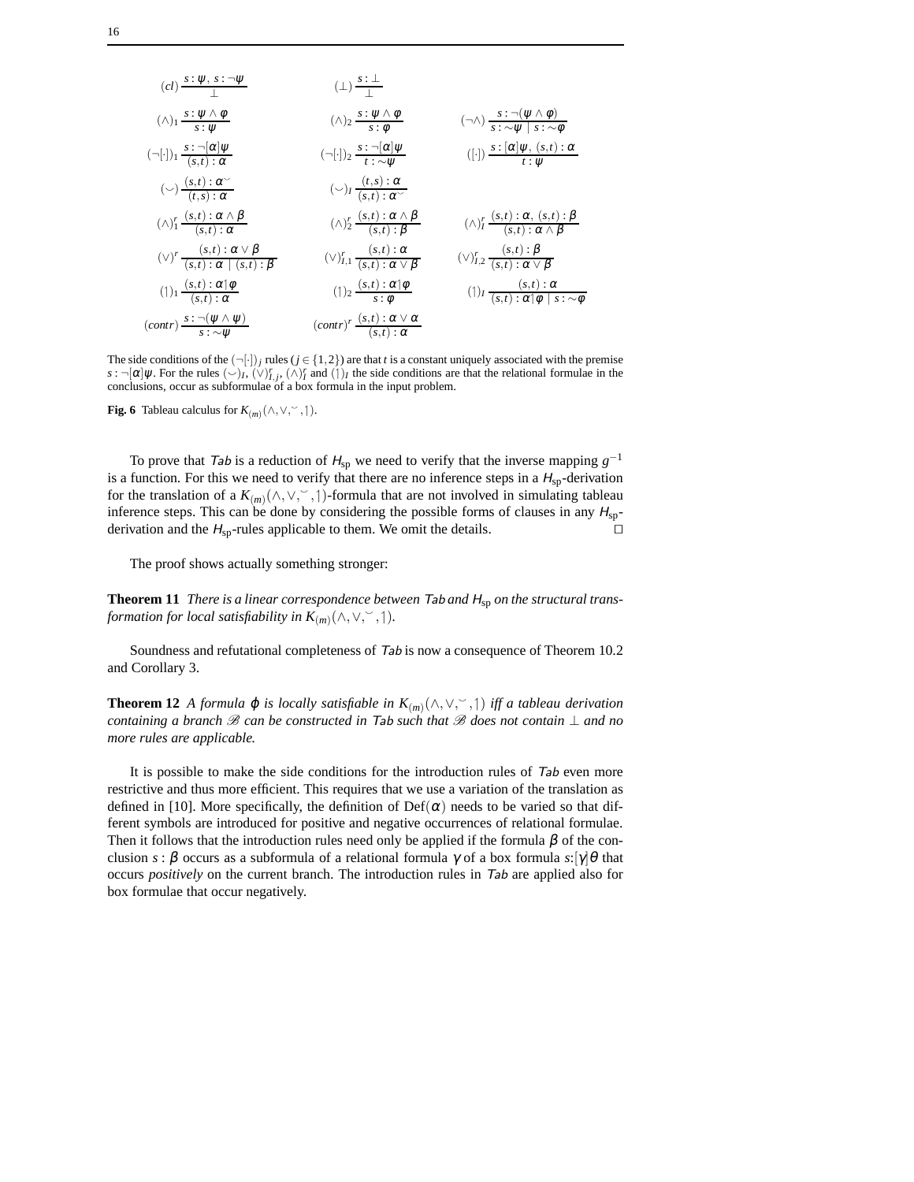$$(cl)\ \frac{s:\psi,\ s:\neg\psi}{\bot} \qquad (\bot)\ \frac{s:\bot}{\bot}$$

$$(\wedge)_1\ \frac{s:\psi\wedge\phi}{s:\psi} \qquad (\wedge)_2\ \frac{s:\psi\wedge\phi}{s:\phi} \qquad (\neg\wedge)\ \frac{s:\neg(\psi\wedge\phi)}{s:\sim\psi \mid s:\sim\phi}$$

$$(\neg[\cdot])_1\ \frac{s:\neg[\alpha]\psi}{(s,t):\alpha} \qquad (\neg[\cdot])_2\ \frac{s:\neg[\alpha]\psi}{t:\sim\psi} \qquad ([\cdot])\ \frac{s:[\alpha]\psi,\ (s,t):\alpha}{t:\psi}$$

$$(\smile)\ \frac{(s,t):\alpha^{\smile}}{(t,s):\alpha} \qquad (\smile)_I\ \frac{(t,s):\alpha}{(s,t):\alpha^{\smile}}$$

$$(\wedge)^r_1\ \frac{(s,t):\alpha\wedge\beta}{(s,t):\alpha} \qquad (\wedge)^r_2\ \frac{(s,t):\alpha\wedge\beta}{(s,t):\beta} \qquad (\wedge)^r_I\ \frac{(s,t):\alpha,\ (s,t):\beta}{(s,t):\alpha\wedge\beta}$$

$$(\vee)^r\ \frac{(s,t):\alpha\vee\beta}{(s,t):\alpha \mid (s,t):\beta} \qquad (\vee)^r_{I,1}\ \frac{(s,t):\alpha}{(s,t):\alpha\vee\beta} \qquad (\vee)^r_{I,2}\ \frac{(s,t):\beta}{(s,t):\alpha\vee\beta}$$

$$(\upharpoonright)_1\ \frac{(s,t):\alpha\upharpoonright\phi}{(s,t):\alpha} \qquad (\upharpoonright)_2\ \frac{(s,t):\alpha\upharpoonright\phi}{s:\phi} \qquad (\upharpoonright)_I\ \frac{(s,t):\alpha}{(s,t):\alpha\upharpoonright\phi \mid s:\sim\phi}$$

$$(contr)\ \frac{s:\neg(\psi\wedge\psi)}{s:\sim\psi} \qquad (contr)^r\ \frac{(s,t):\alpha\vee\alpha}{(s,t):\alpha}$$

The side conditions of the $(\neg[\cdot])_j$ rules ($j\in\{1,2\}$) are that $t$ is a constant uniquely associated with the premise $s:\neg[\alpha]\psi$. For the rules $(\smile)_I$, $(\vee)^r_{I,j}$, $(\wedge)^r_I$ and $(\upharpoonright)_I$ the side conditions are that the relational formulae in the conclusions, occur as subformulae of a box formula in the input problem.

**Fig. 6** Tableau calculus for $K_{(m)}(\wedge,\vee,^{\smile},\upharpoonright)$.

To prove that *Tab* is a reduction of $H_{\rm sp}$ we need to verify that the inverse mapping $g^{-1}$ is a function. For this we need to verify that there are no inference steps in a $H_{\rm sp}$-derivation for the translation of a $K_{(m)}(\wedge,\vee,^{\smile},\upharpoonright)$-formula that are not involved in simulating tableau inference steps. This can be done by considering the possible forms of clauses in any $H_{\rm sp}$-derivation and the $H_{\rm sp}$-rules applicable to them. We omit the details. □

The proof shows actually something stronger:

**Theorem 11** *There is a linear correspondence between Tab and $H_{\rm sp}$ on the structural transformation for local satisfiability in $K_{(m)}(\wedge,\vee,^{\smile},\upharpoonright)$.*

Soundness and refutational completeness of *Tab* is now a consequence of Theorem 10.2 and Corollary 3.

**Theorem 12** *A formula $\varphi$ is locally satisfiable in $K_{(m)}(\wedge,\vee,^{\smile},\upharpoonright)$ iff a tableau derivation containing a branch $\mathscr{B}$ can be constructed in Tab such that $\mathscr{B}$ does not contain $\bot$ and no more rules are applicable.*

It is possible to make the side conditions for the introduction rules of *Tab* even more restrictive and thus more efficient. This requires that we use a variation of the translation as defined in [10]. More specifically, the definition of $\mathrm{Def}(\alpha)$ needs to be varied so that different symbols are introduced for positive and negative occurrences of relational formulae. Then it follows that the introduction rules need only be applied if the formula $\beta$ of the conclusion $s:\beta$ occurs as a subformula of a relational formula $\gamma$ of a box formula $s{:}[\gamma]\theta$ that occurs *positively* on the current branch. The introduction rules in *Tab* are applied also for box formulae that occur negatively.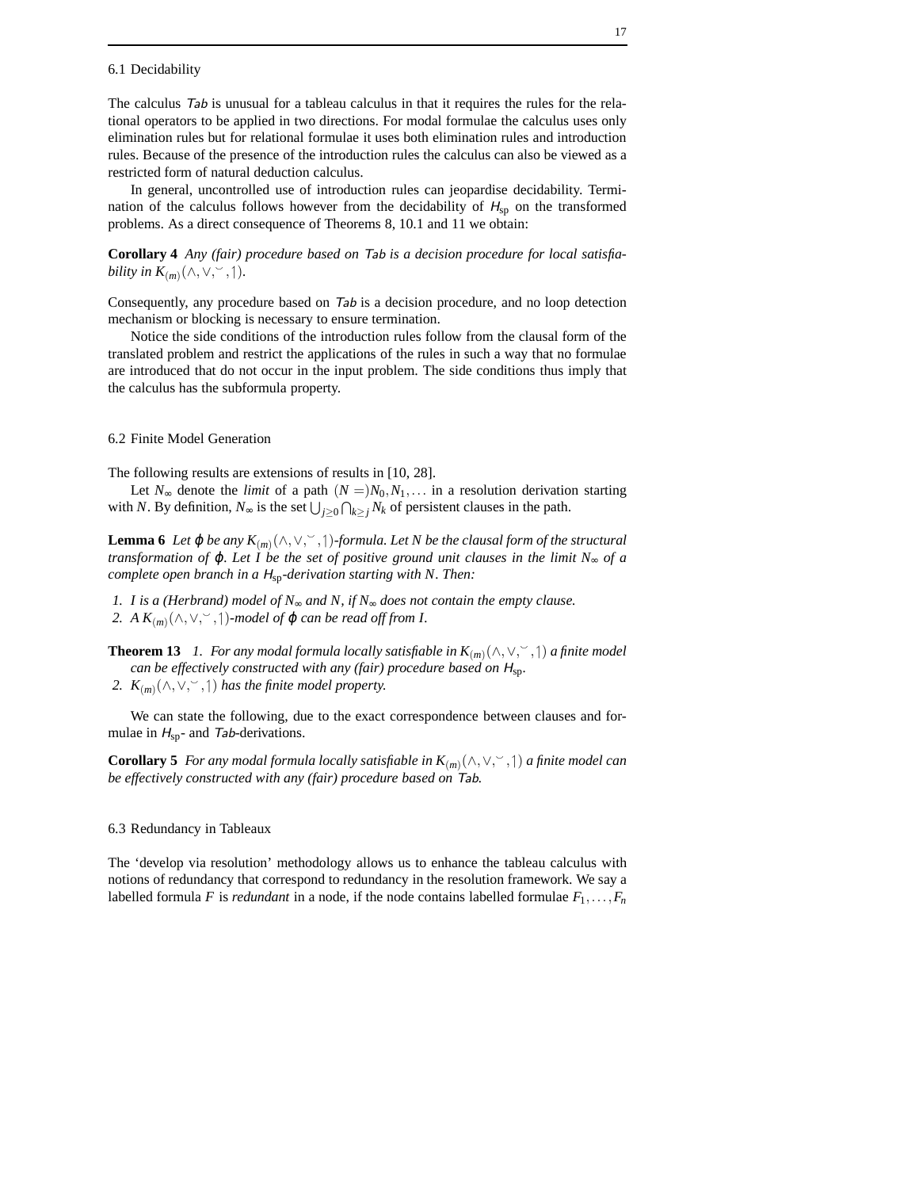### 6.1 Decidability

The calculus *Tab* is unusual for a tableau calculus in that it requires the rules for the relational operators to be applied in two directions. For modal formulae the calculus uses only elimination rules but for relational formulae it uses both elimination rules and introduction rules. Because of the presence of the introduction rules the calculus can also be viewed as a restricted form of natural deduction calculus.

In general, uncontrolled use of introduction rules can jeopardise decidability. Termination of the calculus follows however from the decidability of $H_{\text{sp}}$ on the transformed problems. As a direct consequence of Theorems 8, 10.1 and 11 we obtain:

**Corollary 4** *Any (fair) procedure based on Tab is a decision procedure for local satisfiability in* $K_{(m)}(\wedge,\vee,\smile,\upharpoonright)$.

Consequently, any procedure based on *Tab* is a decision procedure, and no loop detection mechanism or blocking is necessary to ensure termination.

Notice the side conditions of the introduction rules follow from the clausal form of the translated problem and restrict the applications of the rules in such a way that no formulae are introduced that do not occur in the input problem. The side conditions thus imply that the calculus has the subformula property.

### 6.2 Finite Model Generation

The following results are extensions of results in [10, 28].

Let $N_\infty$ denote the *limit* of a path $(N=)N_0,N_1,\ldots$ in a resolution derivation starting with $N$. By definition, $N_\infty$ is the set $\bigcup_{j\geq 0}\bigcap_{k\geq j} N_k$ of persistent clauses in the path.

**Lemma 6** *Let* $\varphi$ *be any* $K_{(m)}(\wedge,\vee,\smile,\upharpoonright)$*-formula. Let* $N$ *be the clausal form of the structural transformation of* $\varphi$*. Let* $I$ *be the set of positive ground unit clauses in the limit* $N_\infty$ *of a complete open branch in a* $H_{\text{sp}}$*-derivation starting with* $N$*. Then:*

1. *$I$ is a (Herbrand) model of $N_\infty$ and $N$, if $N_\infty$ does not contain the empty clause.*
2. *A $K_{(m)}(\wedge,\vee,\smile,\upharpoonright)$-model of $\varphi$ can be read off from $I$.*

**Theorem 13** 1. *For any modal formula locally satisfiable in $K_{(m)}(\wedge,\vee,\smile,\upharpoonright)$ a finite model can be effectively constructed with any (fair) procedure based on $H_{\text{sp}}$.*
2. *$K_{(m)}(\wedge,\vee,\smile,\upharpoonright)$ has the finite model property.*

We can state the following, due to the exact correspondence between clauses and formulae in $H_{\text{sp}}$- and *Tab*-derivations.

**Corollary 5** *For any modal formula locally satisfiable in $K_{(m)}(\wedge,\vee,\smile,\upharpoonright)$ a finite model can be effectively constructed with any (fair) procedure based on Tab.*

### 6.3 Redundancy in Tableaux

The 'develop via resolution' methodology allows us to enhance the tableau calculus with notions of redundancy that correspond to redundancy in the resolution framework. We say a labelled formula $F$ is *redundant* in a node, if the node contains labelled formulae $F_1,\ldots,F_n$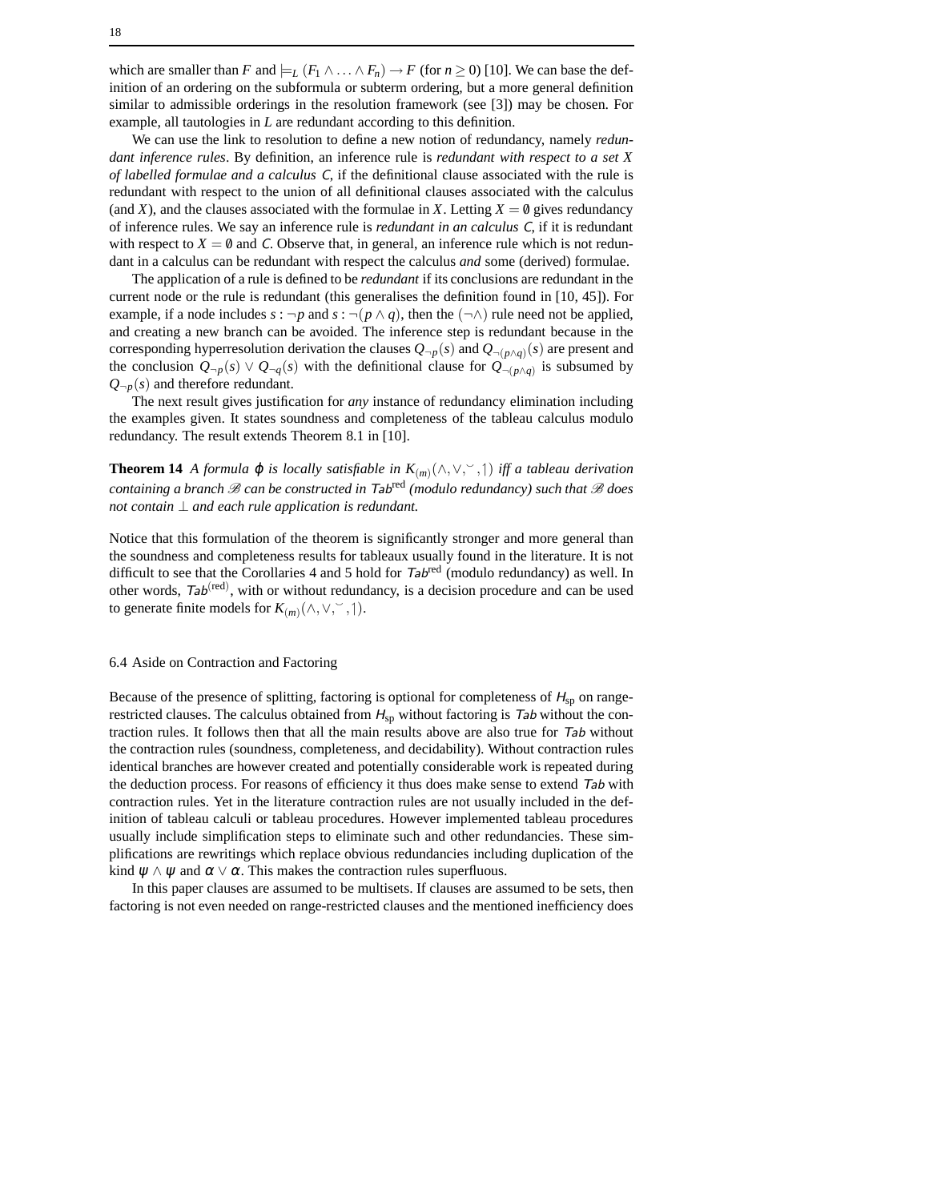which are smaller than $F$ and $\models_L (F_1 \wedge \ldots \wedge F_n) \rightarrow F$ (for $n \geq 0$) [10]. We can base the definition of an ordering on the subformula or subterm ordering, but a more general definition similar to admissible orderings in the resolution framework (see [3]) may be chosen. For example, all tautologies in $L$ are redundant according to this definition.

We can use the link to resolution to define a new notion of redundancy, namely *redundant inference rules*. By definition, an inference rule is *redundant with respect to a set $X$ of labelled formulae and a calculus $C$*, if the definitional clause associated with the rule is redundant with respect to the union of all definitional clauses associated with the calculus (and $X$), and the clauses associated with the formulae in $X$. Letting $X = \emptyset$ gives redundancy of inference rules. We say an inference rule is *redundant in an calculus $C$*, if it is redundant with respect to $X = \emptyset$ and $C$. Observe that, in general, an inference rule which is not redundant in a calculus can be redundant with respect the calculus *and* some (derived) formulae.

The application of a rule is defined to be *redundant* if its conclusions are redundant in the current node or the rule is redundant (this generalises the definition found in [10, 45]). For example, if a node includes $s : \neg p$ and $s : \neg(p \wedge q)$, then the $(\neg\wedge)$ rule need not be applied, and creating a new branch can be avoided. The inference step is redundant because in the corresponding hyperresolution derivation the clauses $Q_{\neg p}(s)$ and $Q_{\neg(p\wedge q)}(s)$ are present and the conclusion $Q_{\neg p}(s) \vee Q_{\neg q}(s)$ with the definitional clause for $Q_{\neg(p\wedge q)}$ is subsumed by $Q_{\neg p}(s)$ and therefore redundant.

The next result gives justification for *any* instance of redundancy elimination including the examples given. It states soundness and completeness of the tableau calculus modulo redundancy. The result extends Theorem 8.1 in [10].

**Theorem 14** *A formula $\varphi$ is locally satisfiable in $K_{(m)}(\wedge, \vee, \smile, \upharpoonright)$ iff a tableau derivation containing a branch $\mathscr{B}$ can be constructed in $Tab^{\mathrm{red}}$ (modulo redundancy) such that $\mathscr{B}$ does not contain $\bot$ and each rule application is redundant.*

Notice that this formulation of the theorem is significantly stronger and more general than the soundness and completeness results for tableaux usually found in the literature. It is not difficult to see that the Corollaries 4 and 5 hold for $Tab^{\mathrm{red}}$ (modulo redundancy) as well. In other words, $Tab^{(\mathrm{red})}$, with or without redundancy, is a decision procedure and can be used to generate finite models for $K_{(m)}(\wedge, \vee, \smile, \upharpoonright)$.

### 6.4 Aside on Contraction and Factoring

Because of the presence of splitting, factoring is optional for completeness of $H_{\mathrm{sp}}$ on range-restricted clauses. The calculus obtained from $H_{\mathrm{sp}}$ without factoring is $Tab$ without the contraction rules. It follows then that all the main results above are also true for $Tab$ without the contraction rules (soundness, completeness, and decidability). Without contraction rules identical branches are however created and potentially considerable work is repeated during the deduction process. For reasons of efficiency it thus does make sense to extend $Tab$ with contraction rules. Yet in the literature contraction rules are not usually included in the definition of tableau calculi or tableau procedures. However implemented tableau procedures usually include simplification steps to eliminate such and other redundancies. These simplifications are rewritings which replace obvious redundancies including duplication of the kind $\psi \wedge \psi$ and $\alpha \vee \alpha$. This makes the contraction rules superfluous.

In this paper clauses are assumed to be multisets. If clauses are assumed to be sets, then factoring is not even needed on range-restricted clauses and the mentioned inefficiency does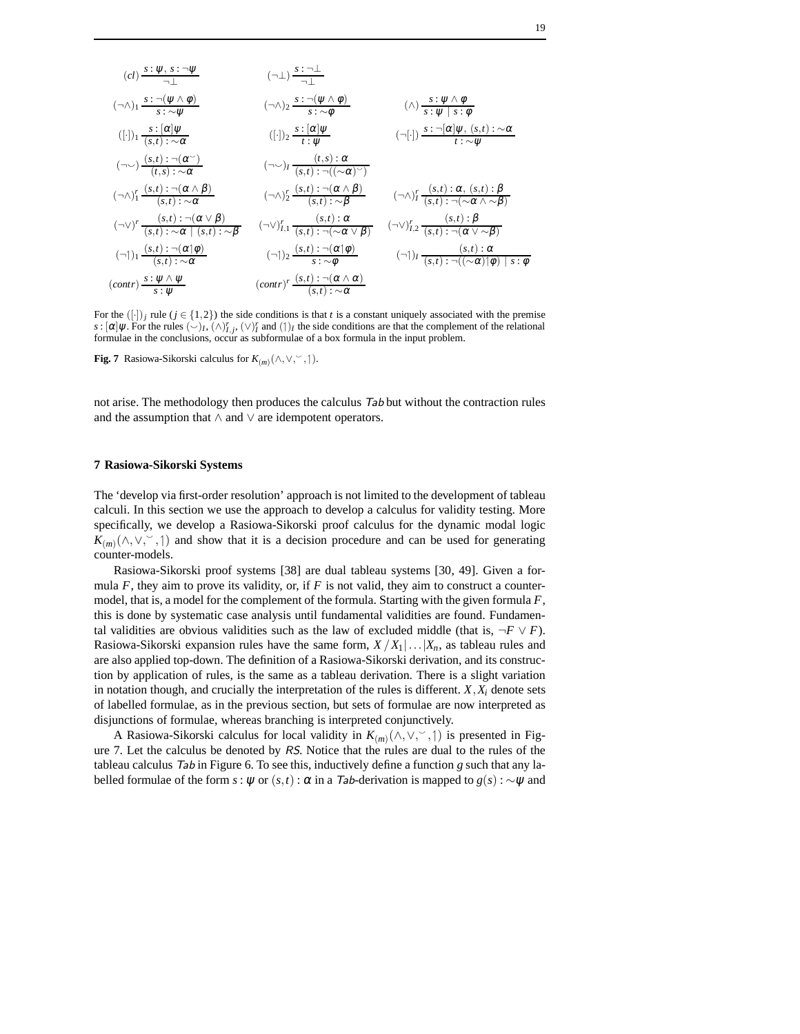$$(cl)\ \frac{s:\psi,\ s:\neg\psi}{\neg\bot} \qquad (\neg\bot)\ \frac{s:\neg\bot}{\neg\bot}$$

$$(\neg\wedge)_1\ \frac{s:\neg(\psi\wedge\phi)}{s:\sim\psi} \qquad (\neg\wedge)_2\ \frac{s:\neg(\psi\wedge\phi)}{s:\sim\phi} \qquad (\wedge)\ \frac{s:\psi\wedge\phi}{s:\psi\mid s:\phi}$$

$$([\cdot])_1\ \frac{s:[\alpha]\psi}{(s,t):\sim\alpha} \qquad ([\cdot])_2\ \frac{s:[\alpha]\psi}{t:\psi} \qquad (\neg[\cdot])\ \frac{s:\neg[\alpha]\psi,\ (s,t):\sim\alpha}{t:\sim\psi}$$

$$(\neg\smile)\ \frac{(s,t):\neg(\alpha^{\smile})}{(t,s):\sim\alpha} \qquad (\neg\smile)_I\ \frac{(t,s):\alpha}{(s,t):\neg((\sim\alpha)^{\smile})}$$

$$(\neg\wedge)^r_1\ \frac{(s,t):\neg(\alpha\wedge\beta)}{(s,t):\sim\alpha} \qquad (\neg\wedge)^r_2\ \frac{(s,t):\neg(\alpha\wedge\beta)}{(s,t):\sim\beta} \qquad (\neg\wedge)^r_I\ \frac{(s,t):\alpha,\ (s,t):\beta}{(s,t):\neg(\sim\alpha\wedge\sim\beta)}$$

$$(\neg\vee)^r\ \frac{(s,t):\neg(\alpha\vee\beta)}{(s,t):\sim\alpha\mid(s,t):\sim\beta} \qquad (\neg\vee)^r_{I,1}\ \frac{(s,t):\alpha}{(s,t):\neg(\sim\alpha\vee\beta)} \qquad (\neg\vee)^r_{I,2}\ \frac{(s,t):\beta}{(s,t):\neg(\alpha\vee\sim\beta)}$$

$$(\neg\upharpoonright)_1\ \frac{(s,t):\neg(\alpha\upharpoonright\phi)}{(s,t):\sim\alpha} \qquad (\neg\upharpoonright)_2\ \frac{(s,t):\neg(\alpha\upharpoonright\phi)}{s:\sim\phi} \qquad (\neg\upharpoonright)_I\ \frac{(s,t):\alpha}{(s,t):\neg((\sim\alpha)\upharpoonright\phi)\mid s:\phi}$$

$$(contr)\ \frac{s:\psi\wedge\psi}{s:\psi} \qquad (contr)^r\ \frac{(s,t):\neg(\alpha\wedge\alpha)}{(s,t):\sim\alpha}$$

For the $([\cdot])_j$ rule ($j\in\{1,2\}$) the side conditions is that $t$ is a constant uniquely associated with the premise $s:[\alpha]\psi$. For the rules $(\smile)_I$, $(\wedge)^r_{I,j}$, $(\vee)^r_I$ and $(\upharpoonright)_I$ the side conditions are that the complement of the relational formulae in the conclusions, occur as subformulae of a box formula in the input problem.

**Fig. 7** Rasiowa-Sikorski calculus for $K_{(m)}(\wedge,\vee,{}^{\smile},\upharpoonright)$.

not arise. The methodology then produces the calculus *Tab* but without the contraction rules and the assumption that $\wedge$ and $\vee$ are idempotent operators.

## 7 Rasiowa-Sikorski Systems

The 'develop via first-order resolution' approach is not limited to the development of tableau calculi. In this section we use the approach to develop a calculus for validity testing. More specifically, we develop a Rasiowa-Sikorski proof calculus for the dynamic modal logic $K_{(m)}(\wedge,\vee,{}^{\smile},\upharpoonright)$ and show that it is a decision procedure and can be used for generating counter-models.

Rasiowa-Sikorski proof systems [38] are dual tableau systems [30, 49]. Given a formula $F$, they aim to prove its validity, or, if $F$ is not valid, they aim to construct a counter-model, that is, a model for the complement of the formula. Starting with the given formula $F$, this is done by systematic case analysis until fundamental validities are found. Fundamental validities are obvious validities such as the law of excluded middle (that is, $\neg F\vee F$). Rasiowa-Sikorski expansion rules have the same form, $X\,/\,X_1|\ldots|X_n$, as tableau rules and are also applied top-down. The definition of a Rasiowa-Sikorski derivation, and its construction by application of rules, is the same as a tableau derivation. There is a slight variation in notation though, and crucially the interpretation of the rules is different. $X,X_i$ denote sets of labelled formulae, as in the previous section, but sets of formulae are now interpreted as disjunctions of formulae, whereas branching is interpreted conjunctively.

A Rasiowa-Sikorski calculus for local validity in $K_{(m)}(\wedge,\vee,{}^{\smile},\upharpoonright)$ is presented in Figure 7. Let the calculus be denoted by *RS*. Notice that the rules are dual to the rules of the tableau calculus *Tab* in Figure 6. To see this, inductively define a function $g$ such that any labelled formulae of the form $s:\psi$ or $(s,t):\alpha$ in a *Tab*-derivation is mapped to $g(s):\sim\psi$ and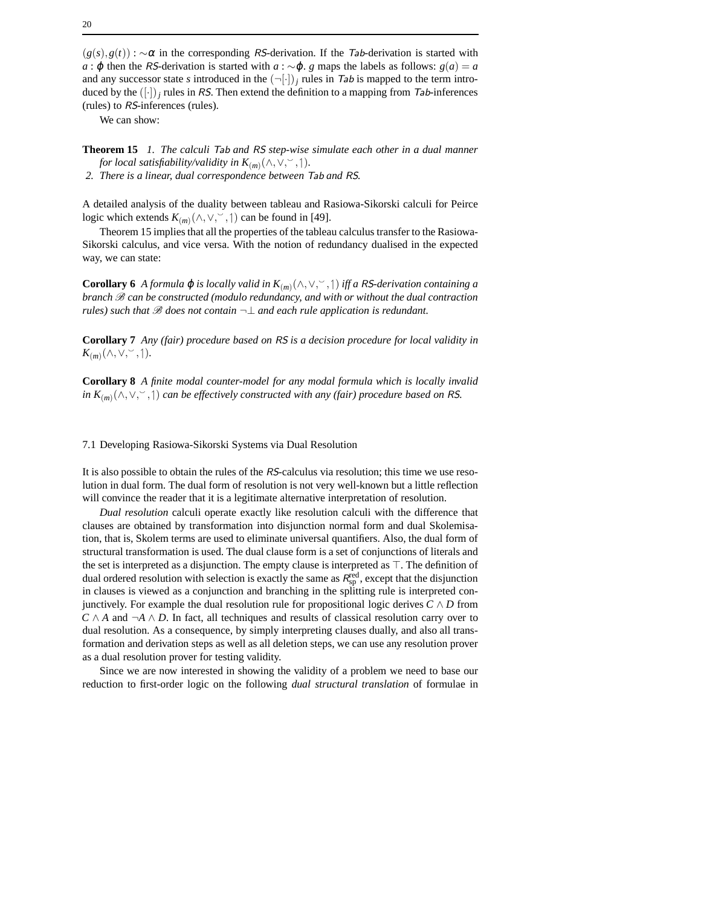$(g(s), g(t)) : \sim\alpha$ in the corresponding *RS*-derivation. If the *Tab*-derivation is started with $a : \varphi$ then the *RS*-derivation is started with $a : \sim\varphi$. $g$ maps the labels as follows: $g(a) = a$ and any successor state $s$ introduced in the $(\neg[\cdot])_j$ rules in *Tab* is mapped to the term introduced by the $([\cdot])_j$ rules in *RS*. Then extend the definition to a mapping from *Tab*-inferences (rules) to *RS*-inferences (rules).

We can show:

**Theorem 15** *1. The calculi Tab and RS step-wise simulate each other in a dual manner for local satisfiability/validity in $K_{(m)}(\wedge, \vee, ^{\smile}, \upharpoonright)$.*
*2. There is a linear, dual correspondence between Tab and RS.*

A detailed analysis of the duality between tableau and Rasiowa-Sikorski calculi for Peirce logic which extends $K_{(m)}(\wedge, \vee, ^{\smile}, \upharpoonright)$ can be found in [49].

Theorem 15 implies that all the properties of the tableau calculus transfer to the Rasiowa-Sikorski calculus, and vice versa. With the notion of redundancy dualised in the expected way, we can state:

**Corollary 6** *A formula $\varphi$ is locally valid in $K_{(m)}(\wedge, \vee, ^{\smile}, \upharpoonright)$ iff a RS-derivation containing a branch $\mathscr{B}$ can be constructed (modulo redundancy, and with or without the dual contraction rules) such that $\mathscr{B}$ does not contain $\neg\bot$ and each rule application is redundant.*

**Corollary 7** *Any (fair) procedure based on RS is a decision procedure for local validity in $K_{(m)}(\wedge, \vee, ^{\smile}, \upharpoonright)$.*

**Corollary 8** *A finite modal counter-model for any modal formula which is locally invalid in $K_{(m)}(\wedge, \vee, ^{\smile}, \upharpoonright)$ can be effectively constructed with any (fair) procedure based on RS.*

### 7.1 Developing Rasiowa-Sikorski Systems via Dual Resolution

It is also possible to obtain the rules of the *RS*-calculus via resolution; this time we use resolution in dual form. The dual form of resolution is not very well-known but a little reflection will convince the reader that it is a legitimate alternative interpretation of resolution.

*Dual resolution* calculi operate exactly like resolution calculi with the difference that clauses are obtained by transformation into disjunction normal form and dual Skolemisation, that is, Skolem terms are used to eliminate universal quantifiers. Also, the dual form of structural transformation is used. The dual clause form is a set of conjunctions of literals and the set is interpreted as a disjunction. The empty clause is interpreted as $\top$. The definition of dual ordered resolution with selection is exactly the same as $R^{\text{red}}_{\text{sp}}$, except that the disjunction in clauses is viewed as a conjunction and branching in the splitting rule is interpreted conjunctively. For example the dual resolution rule for propositional logic derives $C \wedge D$ from $C \wedge A$ and $\neg A \wedge D$. In fact, all techniques and results of classical resolution carry over to dual resolution. As a consequence, by simply interpreting clauses dually, and also all transformation and derivation steps as well as all deletion steps, we can use any resolution prover as a dual resolution prover for testing validity.

Since we are now interested in showing the validity of a problem we need to base our reduction to first-order logic on the following *dual structural translation* of formulae in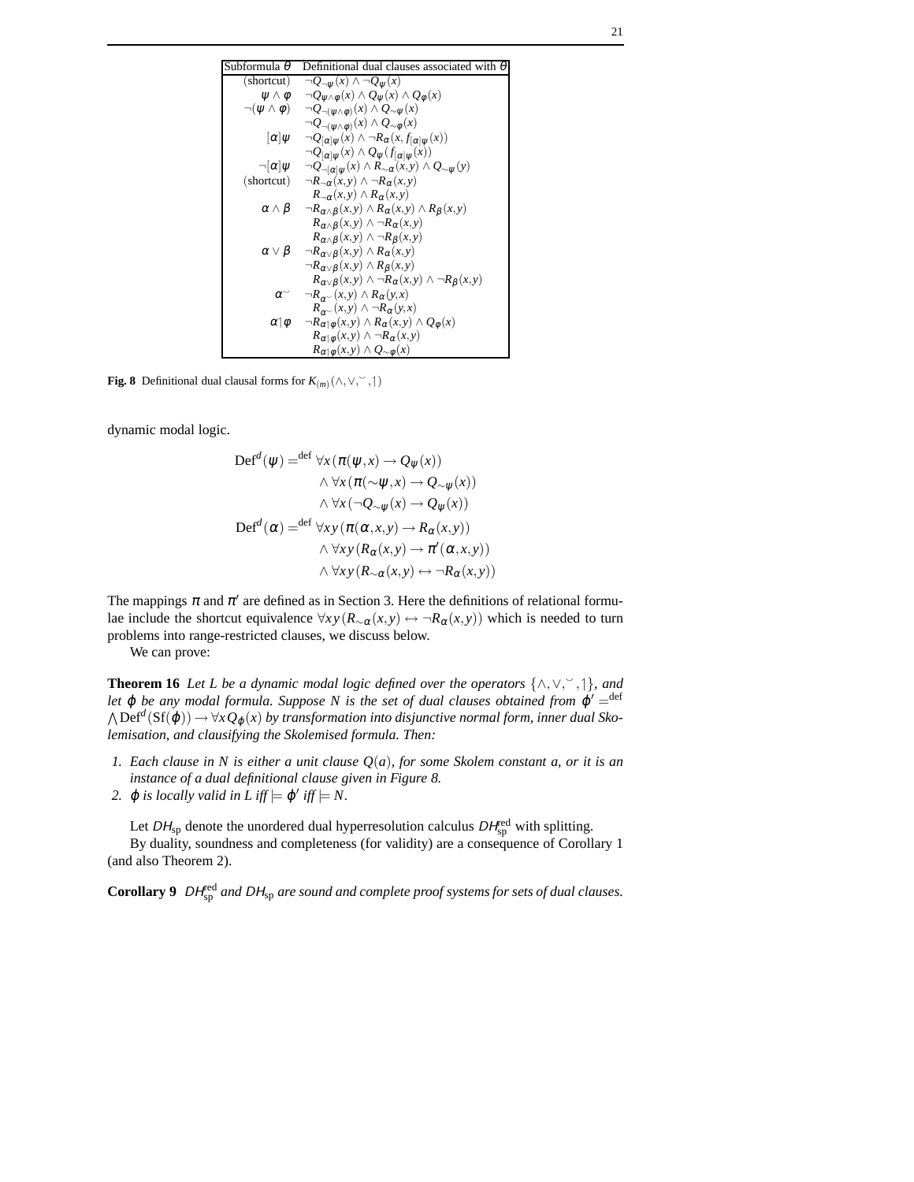| Subformula $\theta$ | Definitional dual clauses associated with $\theta$ |
|---|---|
| (shortcut) | $\neg Q_{\neg\psi}(x) \wedge \neg Q_{\psi}(x)$ |
| $\psi \wedge \phi$ | $\neg Q_{\psi\wedge\phi}(x) \wedge Q_{\psi}(x) \wedge Q_{\phi}(x)$ |
| $\neg(\psi \wedge \phi)$ | $\neg Q_{\neg(\psi\wedge\phi)}(x) \wedge Q_{\sim\psi}(x)$ |
| | $\neg Q_{\neg(\psi\wedge\phi)}(x) \wedge Q_{\sim\phi}(x)$ |
| $[\alpha]\psi$ | $\neg Q_{[\alpha]\psi}(x) \wedge \neg R_{\alpha}(x, f_{[\alpha]\psi}(x))$ |
| | $\neg Q_{[\alpha]\psi}(x) \wedge Q_{\psi}(f_{[\alpha]\psi}(x))$ |
| $\neg[\alpha]\psi$ | $\neg Q_{\neg[\alpha]\psi}(x) \wedge R_{\sim\alpha}(x,y) \wedge Q_{\sim\psi}(y)$ |
| (shortcut) | $\neg R_{\neg\alpha}(x,y) \wedge \neg R_{\alpha}(x,y)$ |
| | $R_{\neg\alpha}(x,y) \wedge R_{\alpha}(x,y)$ |
| $\alpha \wedge \beta$ | $\neg R_{\alpha\wedge\beta}(x,y) \wedge R_{\alpha}(x,y) \wedge R_{\beta}(x,y)$ |
| | $R_{\alpha\wedge\beta}(x,y) \wedge \neg R_{\alpha}(x,y)$ |
| | $R_{\alpha\wedge\beta}(x,y) \wedge \neg R_{\beta}(x,y)$ |
| $\alpha \vee \beta$ | $\neg R_{\alpha\vee\beta}(x,y) \wedge R_{\alpha}(x,y)$ |
| | $\neg R_{\alpha\vee\beta}(x,y) \wedge R_{\beta}(x,y)$ |
| | $R_{\alpha\vee\beta}(x,y) \wedge \neg R_{\alpha}(x,y) \wedge \neg R_{\beta}(x,y)$ |
| $\alpha^{\smile}$ | $\neg R_{\alpha^{\smile}}(x,y) \wedge R_{\alpha}(y,x)$ |
| | $R_{\alpha^{\smile}}(x,y) \wedge \neg R_{\alpha}(y,x)$ |
| $\alpha\restriction\phi$ | $\neg R_{\alpha\restriction\phi}(x,y) \wedge R_{\alpha}(x,y) \wedge Q_{\phi}(x)$ |
| | $R_{\alpha\restriction\phi}(x,y) \wedge \neg R_{\alpha}(x,y)$ |
| | $R_{\alpha\restriction\phi}(x,y) \wedge Q_{\sim\phi}(x)$ |

**Fig. 8** Definitional dual clausal forms for $K_{(m)}(\wedge,\vee,^{\smile},\restriction)$

dynamic modal logic.

$$
\begin{aligned}
\mathrm{Def}^d(\psi) =^{\mathrm{def}} & \forall x\,(\pi(\psi,x) \rightarrow Q_{\psi}(x)) \\
& \wedge \forall x\,(\pi(\sim\psi,x) \rightarrow Q_{\sim\psi}(x)) \\
& \wedge \forall x\,(\neg Q_{\sim\psi}(x) \rightarrow Q_{\psi}(x)) \\
\mathrm{Def}^d(\alpha) =^{\mathrm{def}} & \forall xy\,(\pi(\alpha,x,y) \rightarrow R_{\alpha}(x,y)) \\
& \wedge \forall xy\,(R_{\alpha}(x,y) \rightarrow \pi'(\alpha,x,y)) \\
& \wedge \forall xy\,(R_{\sim\alpha}(x,y) \leftrightarrow \neg R_{\alpha}(x,y))
\end{aligned}
$$

The mappings $\pi$ and $\pi'$ are defined as in Section 3. Here the definitions of relational formulae include the shortcut equivalence $\forall xy\,(R_{\sim\alpha}(x,y) \leftrightarrow \neg R_{\alpha}(x,y))$ which is needed to turn problems into range-restricted clauses, we discuss below.

We can prove:

**Theorem 16** *Let $L$ be a dynamic modal logic defined over the operators $\{\wedge,\vee,^{\smile},\restriction\}$, and let $\varphi$ be any modal formula. Suppose $N$ is the set of dual clauses obtained from $\varphi' =^{\mathrm{def}} \bigwedge \mathrm{Def}^d(\mathrm{Sf}(\varphi)) \rightarrow \forall x Q_{\varphi}(x)$ by transformation into disjunctive normal form, inner dual Skolemisation, and clausifying the Skolemised formula. Then:*

1. *Each clause in $N$ is either a unit clause $Q(a)$, for some Skolem constant $a$, or it is an instance of a dual definitional clause given in Figure 8.*
2. *$\varphi$ is locally valid in $L$ iff $\models \varphi'$ iff $\models N$.*

Let $DH_{\mathrm{sp}}$ denote the unordered dual hyperresolution calculus $DH^{\mathrm{red}}_{\mathrm{sp}}$ with splitting.

By duality, soundness and completeness (for validity) are a consequence of Corollary 1 (and also Theorem 2).

**Corollary 9** *$DH^{\mathrm{red}}_{\mathrm{sp}}$ and $DH_{\mathrm{sp}}$ are sound and complete proof systems for sets of dual clauses.*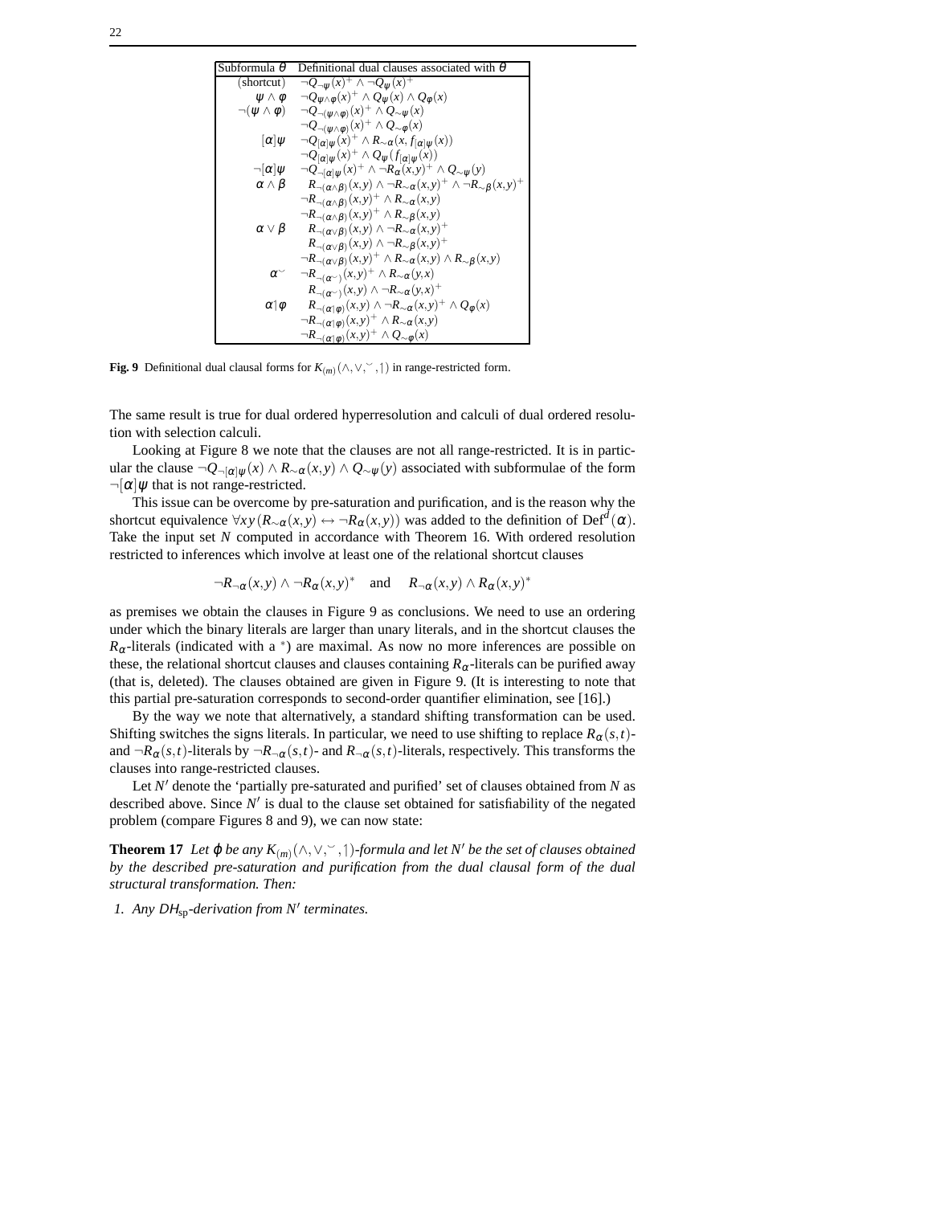| Subformula $\theta$ | Definitional dual clauses associated with $\theta$ |
|---|---|
| (shortcut) | $\neg Q_{\neg\psi}(x)^+ \wedge \neg Q_\psi(x)^+$ |
| $\psi \wedge \phi$ | $\neg Q_{\psi\wedge\phi}(x)^+ \wedge Q_\psi(x) \wedge Q_\phi(x)$ |
| $\neg(\psi \wedge \phi)$ | $\neg Q_{\neg(\psi\wedge\phi)}(x)^+ \wedge Q_{\sim\psi}(x)$ |
| | $\neg Q_{\neg(\psi\wedge\phi)}(x)^+ \wedge Q_{\sim\phi}(x)$ |
| $[\alpha]\psi$ | $\neg Q_{[\alpha]\psi}(x)^+ \wedge R_{\sim\alpha}(x, f_{[\alpha]\psi}(x))$ |
| | $\neg Q_{[\alpha]\psi}(x)^+ \wedge Q_\psi(f_{[\alpha]\psi}(x))$ |
| $\neg[\alpha]\psi$ | $\neg Q_{\neg[\alpha]\psi}(x)^+ \wedge \neg R_\alpha(x,y)^+ \wedge Q_{\sim\psi}(y)$ |
| $\alpha \wedge \beta$ | $R_{\neg(\alpha\wedge\beta)}(x,y) \wedge \neg R_{\sim\alpha}(x,y)^+ \wedge \neg R_{\sim\beta}(x,y)^+$ |
| | $\neg R_{\neg(\alpha\wedge\beta)}(x,y)^+ \wedge R_{\sim\alpha}(x,y)$ |
| | $\neg R_{\neg(\alpha\wedge\beta)}(x,y)^+ \wedge R_{\sim\beta}(x,y)$ |
| $\alpha \vee \beta$ | $R_{\neg(\alpha\vee\beta)}(x,y) \wedge \neg R_{\sim\alpha}(x,y)^+$ |
| | $R_{\neg(\alpha\vee\beta)}(x,y) \wedge \neg R_{\sim\beta}(x,y)^+$ |
| | $\neg R_{\neg(\alpha\vee\beta)}(x,y)^+ \wedge R_{\sim\alpha}(x,y) \wedge R_{\sim\beta}(x,y)$ |
| $\alpha^\smile$ | $\neg R_{\neg(\alpha^\smile)}(x,y)^+ \wedge R_{\sim\alpha}(y,x)$ |
| | $R_{\neg(\alpha^\smile)}(x,y) \wedge \neg R_{\sim\alpha}(y,x)^+$ |
| $\alpha\upharpoonright\phi$ | $R_{\neg(\alpha\upharpoonright\phi)}(x,y) \wedge \neg R_{\sim\alpha}(x,y)^+ \wedge Q_\phi(x)$ |
| | $\neg R_{\neg(\alpha\upharpoonright\phi)}(x,y)^+ \wedge R_{\sim\alpha}(x,y)$ |
| | $\neg R_{\neg(\alpha\upharpoonright\phi)}(x,y)^+ \wedge Q_{\sim\phi}(x)$ |

**Fig. 9** Definitional dual clausal forms for $K_{(m)}(\wedge,\vee,^\smile,\upharpoonright)$ in range-restricted form.

The same result is true for dual ordered hyperresolution and calculi of dual ordered resolution with selection calculi.

Looking at Figure 8 we note that the clauses are not all range-restricted. It is in particular the clause $\neg Q_{\neg[\alpha]\psi}(x) \wedge R_{\sim\alpha}(x,y) \wedge Q_{\sim\psi}(y)$ associated with subformulae of the form $\neg[\alpha]\psi$ that is not range-restricted.

This issue can be overcome by pre-saturation and purification, and is the reason why the shortcut equivalence $\forall xy\,(R_{\sim\alpha}(x,y) \leftrightarrow \neg R_\alpha(x,y))$ was added to the definition of $\mathrm{Def}^d(\alpha)$. Take the input set $N$ computed in accordance with Theorem 16. With ordered resolution restricted to inferences which involve at least one of the relational shortcut clauses

$$\neg R_{\neg\alpha}(x,y) \wedge \neg R_\alpha(x,y)^* \quad \text{and} \quad R_{\neg\alpha}(x,y) \wedge R_\alpha(x,y)^*$$

as premises we obtain the clauses in Figure 9 as conclusions. We need to use an ordering under which the binary literals are larger than unary literals, and in the shortcut clauses the $R_\alpha$-literals (indicated with a $^*$) are maximal. As now no more inferences are possible on these, the relational shortcut clauses and clauses containing $R_\alpha$-literals can be purified away (that is, deleted). The clauses obtained are given in Figure 9. (It is interesting to note that this partial pre-saturation corresponds to second-order quantifier elimination, see [16].)

By the way we note that alternatively, a standard shifting transformation can be used. Shifting switches the signs literals. In particular, we need to use shifting to replace $R_\alpha(s,t)$- and $\neg R_\alpha(s,t)$-literals by $\neg R_{\neg\alpha}(s,t)$- and $R_{\neg\alpha}(s,t)$-literals, respectively. This transforms the clauses into range-restricted clauses.

Let $N'$ denote the 'partially pre-saturated and purified' set of clauses obtained from $N$ as described above. Since $N'$ is dual to the clause set obtained for satisfiability of the negated problem (compare Figures 8 and 9), we can now state:

**Theorem 17** *Let $\varphi$ be any $K_{(m)}(\wedge,\vee,^\smile,\upharpoonright)$-formula and let $N'$ be the set of clauses obtained by the described pre-saturation and purification from the dual clausal form of the dual structural transformation. Then:*

1. *Any $DH_{\mathrm{sp}}$-derivation from $N'$ terminates.*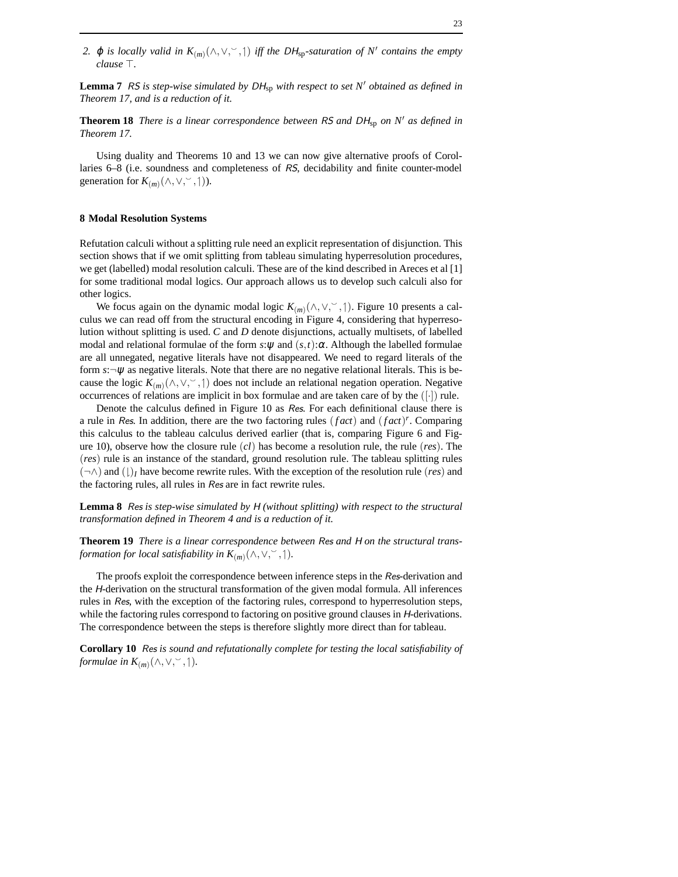2. $\varphi$ *is locally valid in* $K_{(m)}(\wedge, \vee, \smile, \upharpoonright)$ *iff the* $DH_{\rm sp}$*-saturation of* $N'$ *contains the empty clause* $\top$.

**Lemma 7** *RS is step-wise simulated by* $DH_{\rm sp}$ *with respect to set* $N'$ *obtained as defined in Theorem 17, and is a reduction of it.*

**Theorem 18** *There is a linear correspondence between RS and* $DH_{\rm sp}$ *on* $N'$ *as defined in Theorem 17.*

Using duality and Theorems 10 and 13 we can now give alternative proofs of Corollaries 6–8 (i.e. soundness and completeness of *RS*, decidability and finite counter-model generation for $K_{(m)}(\wedge, \vee, \smile, \upharpoonright)$).

## 8 Modal Resolution Systems

Refutation calculi without a splitting rule need an explicit representation of disjunction. This section shows that if we omit splitting from tableau simulating hyperresolution procedures, we get (labelled) modal resolution calculi. These are of the kind described in Areces et al [1] for some traditional modal logics. Our approach allows us to develop such calculi also for other logics.

We focus again on the dynamic modal logic $K_{(m)}(\wedge, \vee, \smile, \upharpoonright)$. Figure 10 presents a calculus we can read off from the structural encoding in Figure 4, considering that hyperresolution without splitting is used. $C$ and $D$ denote disjunctions, actually multisets, of labelled modal and relational formulae of the form $s{:}\psi$ and $(s,t){:}\alpha$. Although the labelled formulae are all unnegated, negative literals have not disappeared. We need to regard literals of the form $s{:}\neg\psi$ as negative literals. Note that there are no negative relational literals. This is because the logic $K_{(m)}(\wedge, \vee, \smile, \upharpoonright)$ does not include an relational negation operation. Negative occurrences of relations are implicit in box formulae and are taken care of by the $([\cdot])$ rule.

Denote the calculus defined in Figure 10 as *Res*. For each definitional clause there is a rule in *Res*. In addition, there are the two factoring rules $(fact)$ and $(fact)^r$. Comparing this calculus to the tableau calculus derived earlier (that is, comparing Figure 6 and Figure 10), observe how the closure rule $(cl)$ has become a resolution rule, the rule $(res)$. The $(res)$ rule is an instance of the standard, ground resolution rule. The tableau splitting rules $(\neg\wedge)$ and $(\downharpoonright)_I$ have become rewrite rules. With the exception of the resolution rule $(res)$ and the factoring rules, all rules in *Res* are in fact rewrite rules.

**Lemma 8** *Res is step-wise simulated by H (without splitting) with respect to the structural transformation defined in Theorem 4 and is a reduction of it.*

**Theorem 19** *There is a linear correspondence between Res and H on the structural transformation for local satisfiability in* $K_{(m)}(\wedge, \vee, \smile, \upharpoonright)$.

The proofs exploit the correspondence between inference steps in the *Res*-derivation and the *H*-derivation on the structural transformation of the given modal formula. All inferences rules in *Res*, with the exception of the factoring rules, correspond to hyperresolution steps, while the factoring rules correspond to factoring on positive ground clauses in *H*-derivations. The correspondence between the steps is therefore slightly more direct than for tableau.

**Corollary 10** *Res is sound and refutationally complete for testing the local satisfiability of formulae in* $K_{(m)}(\wedge, \vee, \smile, \upharpoonright)$.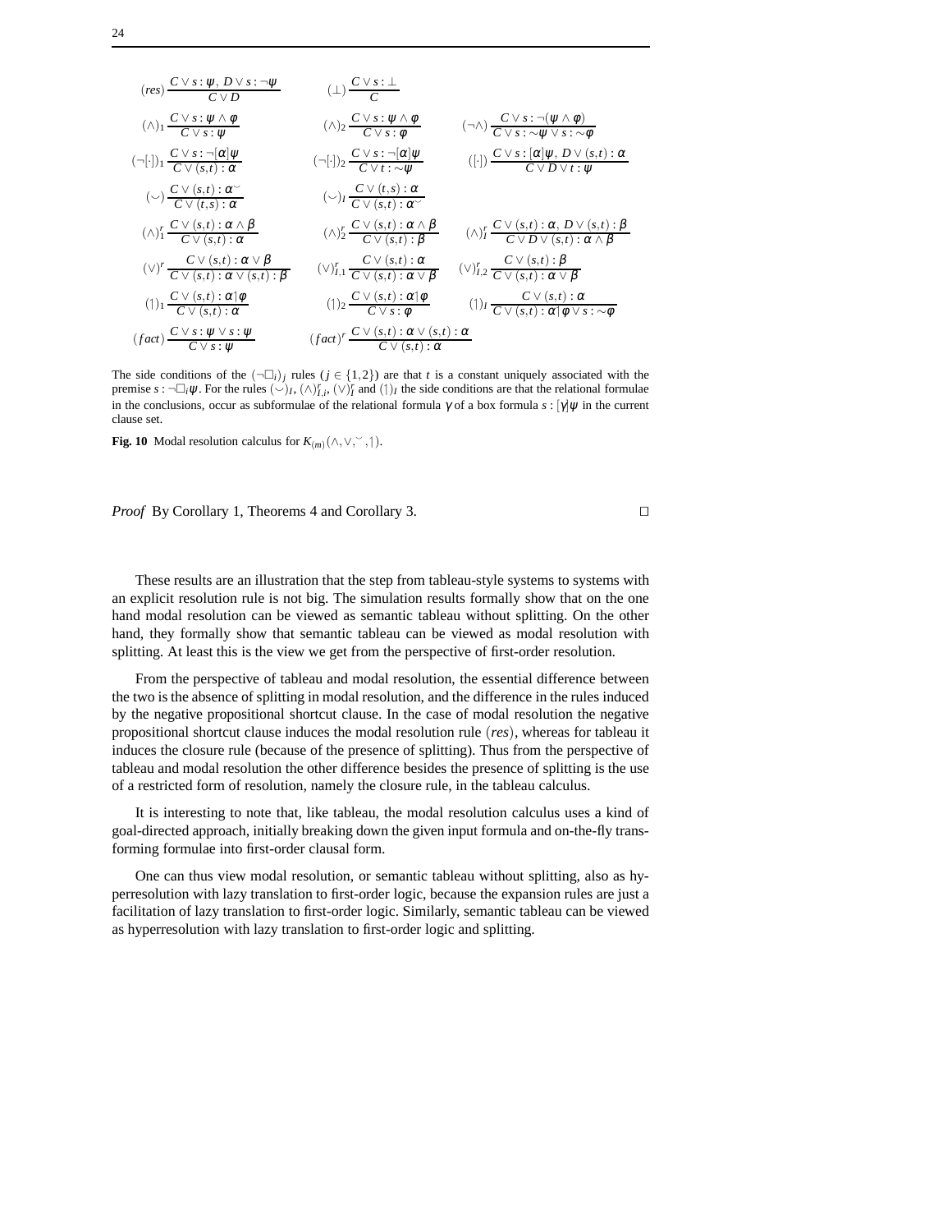$$(res)\ \frac{C \vee s : \psi,\ D \vee s : \neg\psi}{C \vee D} \qquad (\bot)\ \frac{C \vee s : \bot}{C}$$

$$(\wedge)_1\ \frac{C \vee s : \psi \wedge \phi}{C \vee s : \psi} \qquad (\wedge)_2\ \frac{C \vee s : \psi \wedge \phi}{C \vee s : \phi} \qquad (\neg\wedge)\ \frac{C \vee s : \neg(\psi \wedge \phi)}{C \vee s : {\sim}\psi \vee s : {\sim}\phi}$$

$$(\neg[\cdot])_1\ \frac{C \vee s : \neg[\alpha]\psi}{C \vee (s,t) : \alpha} \qquad (\neg[\cdot])_2\ \frac{C \vee s : \neg[\alpha]\psi}{C \vee t : {\sim}\psi} \qquad ([\cdot])\ \frac{C \vee s : [\alpha]\psi,\ D \vee (s,t) : \alpha}{C \vee D \vee t : \psi}$$

$$(\smile)\ \frac{C \vee (s,t) : \alpha^{\smile}}{C \vee (t,s) : \alpha} \qquad (\smile)_I\ \frac{C \vee (t,s) : \alpha}{C \vee (s,t) : \alpha^{\smile}}$$

$$(\wedge)^r_1\ \frac{C \vee (s,t) : \alpha \wedge \beta}{C \vee (s,t) : \alpha} \qquad (\wedge)^r_2\ \frac{C \vee (s,t) : \alpha \wedge \beta}{C \vee (s,t) : \beta} \qquad (\wedge)^r_I\ \frac{C \vee (s,t) : \alpha,\ D \vee (s,t) : \beta}{C \vee D \vee (s,t) : \alpha \wedge \beta}$$

$$(\vee)^r\ \frac{C \vee (s,t) : \alpha \vee \beta}{C \vee (s,t) : \alpha \vee (s,t) : \beta} \qquad (\vee)^r_{I,1}\ \frac{C \vee (s,t) : \alpha}{C \vee (s,t) : \alpha \vee \beta} \qquad (\vee)^r_{I,2}\ \frac{C \vee (s,t) : \beta}{C \vee (s,t) : \alpha \vee \beta}$$

$$(\restriction)_1\ \frac{C \vee (s,t) : \alpha\restriction\phi}{C \vee (s,t) : \alpha} \qquad (\restriction)_2\ \frac{C \vee (s,t) : \alpha\restriction\phi}{C \vee s : \phi} \qquad (\restriction)_I\ \frac{C \vee (s,t) : \alpha}{C \vee (s,t) : \alpha\restriction\phi \vee s : {\sim}\phi}$$

$$(fact)\ \frac{C \vee s : \psi \vee s : \psi}{C \vee s : \psi} \qquad (fact)^r\ \frac{C \vee (s,t) : \alpha \vee (s,t) : \alpha}{C \vee (s,t) : \alpha}$$

The side conditions of the $(\neg\Box_i)_j$ rules ($j \in \{1,2\}$) are that $t$ is a constant uniquely associated with the premise $s : \neg\Box_i\psi$. For the rules $(\smile)_I$, $(\wedge)^r_{I,i}$, $(\vee)^r_I$ and $(\restriction)_I$ the side conditions are that the relational formulae in the conclusions, occur as subformulae of the relational formula $\gamma$ of a box formula $s : [\gamma]\psi$ in the current clause set.

**Fig. 10** Modal resolution calculus for $K_{(m)}(\wedge,\vee,^{\smile},\restriction)$.

*Proof* By Corollary 1, Theorems 4 and Corollary 3. ◻

These results are an illustration that the step from tableau-style systems to systems with an explicit resolution rule is not big. The simulation results formally show that on the one hand modal resolution can be viewed as semantic tableau without splitting. On the other hand, they formally show that semantic tableau can be viewed as modal resolution with splitting. At least this is the view we get from the perspective of first-order resolution.

From the perspective of tableau and modal resolution, the essential difference between the two is the absence of splitting in modal resolution, and the difference in the rules induced by the negative propositional shortcut clause. In the case of modal resolution the negative propositional shortcut clause induces the modal resolution rule $(res)$, whereas for tableau it induces the closure rule (because of the presence of splitting). Thus from the perspective of tableau and modal resolution the other difference besides the presence of splitting is the use of a restricted form of resolution, namely the closure rule, in the tableau calculus.

It is interesting to note that, like tableau, the modal resolution calculus uses a kind of goal-directed approach, initially breaking down the given input formula and on-the-fly transforming formulae into first-order clausal form.

One can thus view modal resolution, or semantic tableau without splitting, also as hyperresolution with lazy translation to first-order logic, because the expansion rules are just a facilitation of lazy translation to first-order logic. Similarly, semantic tableau can be viewed as hyperresolution with lazy translation to first-order logic and splitting.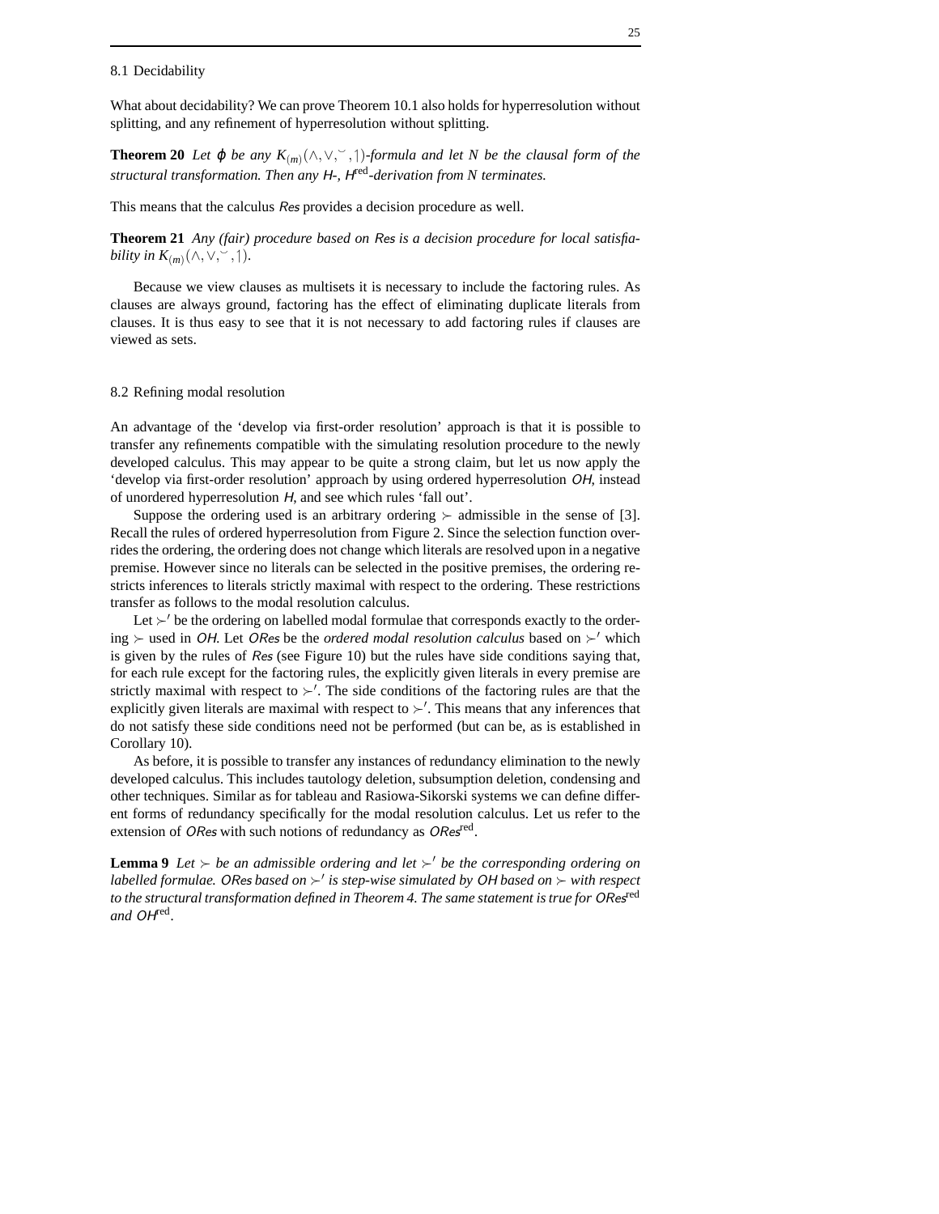### 8.1 Decidability

What about decidability? We can prove Theorem 10.1 also holds for hyperresolution without splitting, and any refinement of hyperresolution without splitting.

**Theorem 20** *Let $\varphi$ be any $K_{(m)}(\wedge,\vee,\smile,\upharpoonright)$-formula and let $N$ be the clausal form of the structural transformation. Then any H-, $H^{\text{red}}$-derivation from $N$ terminates.*

This means that the calculus *Res* provides a decision procedure as well.

**Theorem 21** *Any (fair) procedure based on Res is a decision procedure for local satisfiability in $K_{(m)}(\wedge,\vee,\smile,\upharpoonright)$.*

Because we view clauses as multisets it is necessary to include the factoring rules. As clauses are always ground, factoring has the effect of eliminating duplicate literals from clauses. It is thus easy to see that it is not necessary to add factoring rules if clauses are viewed as sets.

### 8.2 Refining modal resolution

An advantage of the 'develop via first-order resolution' approach is that it is possible to transfer any refinements compatible with the simulating resolution procedure to the newly developed calculus. This may appear to be quite a strong claim, but let us now apply the 'develop via first-order resolution' approach by using ordered hyperresolution *OH*, instead of unordered hyperresolution *H*, and see which rules 'fall out'.

Suppose the ordering used is an arbitrary ordering $\succ$ admissible in the sense of [3]. Recall the rules of ordered hyperresolution from Figure 2. Since the selection function overrides the ordering, the ordering does not change which literals are resolved upon in a negative premise. However since no literals can be selected in the positive premises, the ordering restricts inferences to literals strictly maximal with respect to the ordering. These restrictions transfer as follows to the modal resolution calculus.

Let $\succ'$ be the ordering on labelled modal formulae that corresponds exactly to the ordering $\succ$ used in *OH*. Let *ORes* be the *ordered modal resolution calculus* based on $\succ'$ which is given by the rules of *Res* (see Figure 10) but the rules have side conditions saying that, for each rule except for the factoring rules, the explicitly given literals in every premise are strictly maximal with respect to $\succ'$. The side conditions of the factoring rules are that the explicitly given literals are maximal with respect to $\succ'$. This means that any inferences that do not satisfy these side conditions need not be performed (but can be, as is established in Corollary 10).

As before, it is possible to transfer any instances of redundancy elimination to the newly developed calculus. This includes tautology deletion, subsumption deletion, condensing and other techniques. Similar as for tableau and Rasiowa-Sikorski systems we can define different forms of redundancy specifically for the modal resolution calculus. Let us refer to the extension of *ORes* with such notions of redundancy as $ORes^{\text{red}}$.

**Lemma 9** *Let $\succ$ be an admissible ordering and let $\succ'$ be the corresponding ordering on labelled formulae. ORes based on $\succ'$ is step-wise simulated by OH based on $\succ$ with respect to the structural transformation defined in Theorem 4. The same statement is true for $ORes^{\text{red}}$ and $OH^{\text{red}}$.*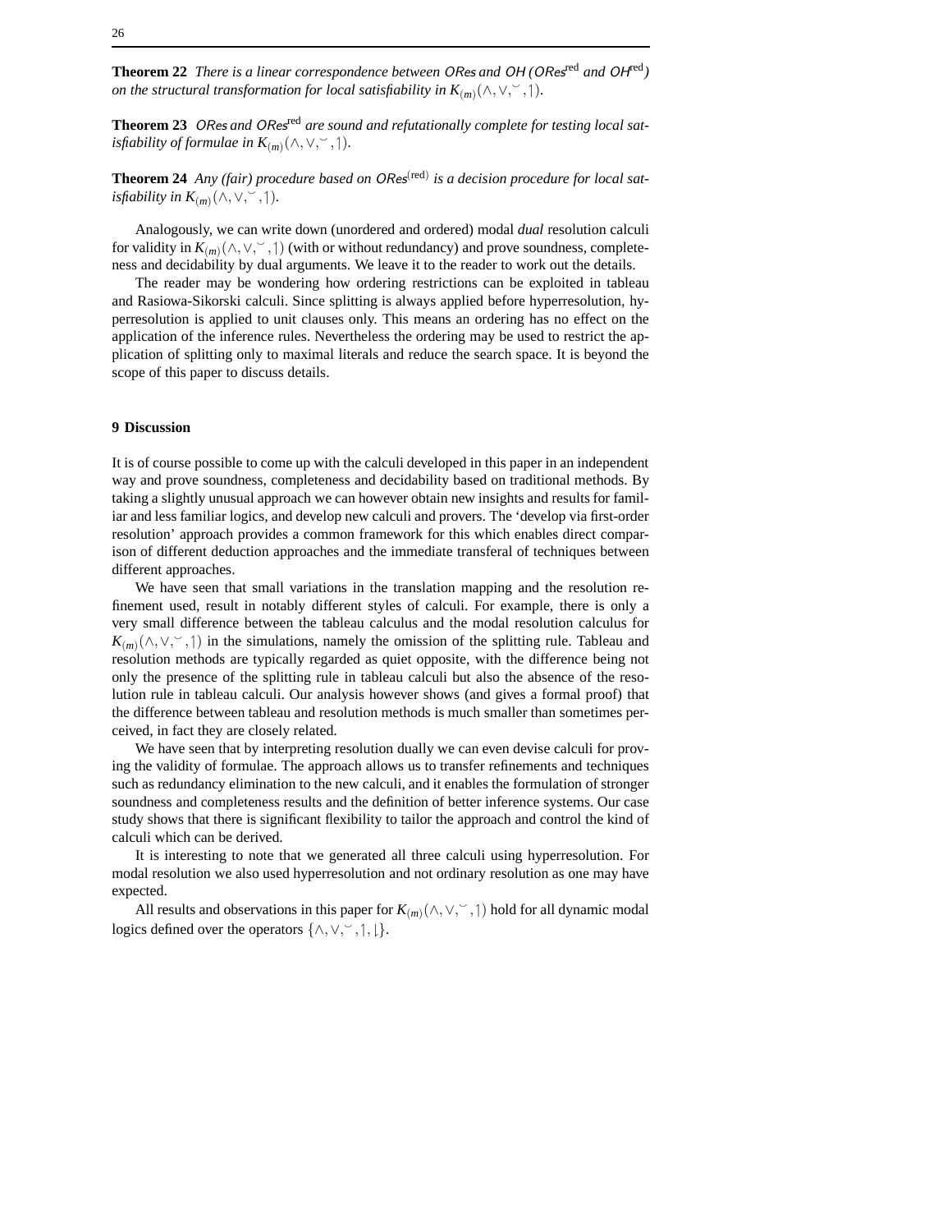**Theorem 22** *There is a linear correspondence between* ORes *and* OH *(*$\mathsf{ORes}^{\mathrm{red}}$ *and* $\mathsf{OH}^{\mathrm{red}}$*) on the structural transformation for local satisfiability in* $K_{(m)}(\wedge,\vee,\smile,\rceil)$.

**Theorem 23** ORes *and* $\mathsf{ORes}^{\mathrm{red}}$ *are sound and refutationally complete for testing local satisfiability of formulae in* $K_{(m)}(\wedge,\vee,\smile,\rceil)$.

**Theorem 24** *Any (fair) procedure based on* $\mathsf{ORes}^{(\mathrm{red})}$ *is a decision procedure for local satisfiability in* $K_{(m)}(\wedge,\vee,\smile,\rceil)$.

Analogously, we can write down (unordered and ordered) modal *dual* resolution calculi for validity in $K_{(m)}(\wedge,\vee,\smile,\rceil)$ (with or without redundancy) and prove soundness, completeness and decidability by dual arguments. We leave it to the reader to work out the details.

The reader may be wondering how ordering restrictions can be exploited in tableau and Rasiowa-Sikorski calculi. Since splitting is always applied before hyperresolution, hyperresolution is applied to unit clauses only. This means an ordering has no effect on the application of the inference rules. Nevertheless the ordering may be used to restrict the application of splitting only to maximal literals and reduce the search space. It is beyond the scope of this paper to discuss details.

## 9 Discussion

It is of course possible to come up with the calculi developed in this paper in an independent way and prove soundness, completeness and decidability based on traditional methods. By taking a slightly unusual approach we can however obtain new insights and results for familiar and less familiar logics, and develop new calculi and provers. The 'develop via first-order resolution' approach provides a common framework for this which enables direct comparison of different deduction approaches and the immediate transferal of techniques between different approaches.

We have seen that small variations in the translation mapping and the resolution refinement used, result in notably different styles of calculi. For example, there is only a very small difference between the tableau calculus and the modal resolution calculus for $K_{(m)}(\wedge,\vee,\smile,\rceil)$ in the simulations, namely the omission of the splitting rule. Tableau and resolution methods are typically regarded as quiet opposite, with the difference being not only the presence of the splitting rule in tableau calculi but also the absence of the resolution rule in tableau calculi. Our analysis however shows (and gives a formal proof) that the difference between tableau and resolution methods is much smaller than sometimes perceived, in fact they are closely related.

We have seen that by interpreting resolution dually we can even devise calculi for proving the validity of formulae. The approach allows us to transfer refinements and techniques such as redundancy elimination to the new calculi, and it enables the formulation of stronger soundness and completeness results and the definition of better inference systems. Our case study shows that there is significant flexibility to tailor the approach and control the kind of calculi which can be derived.

It is interesting to note that we generated all three calculi using hyperresolution. For modal resolution we also used hyperresolution and not ordinary resolution as one may have expected.

All results and observations in this paper for $K_{(m)}(\wedge,\vee,\smile,\rceil)$ hold for all dynamic modal logics defined over the operators $\{\wedge,\vee,\smile,\rceil,\rfloor\}$.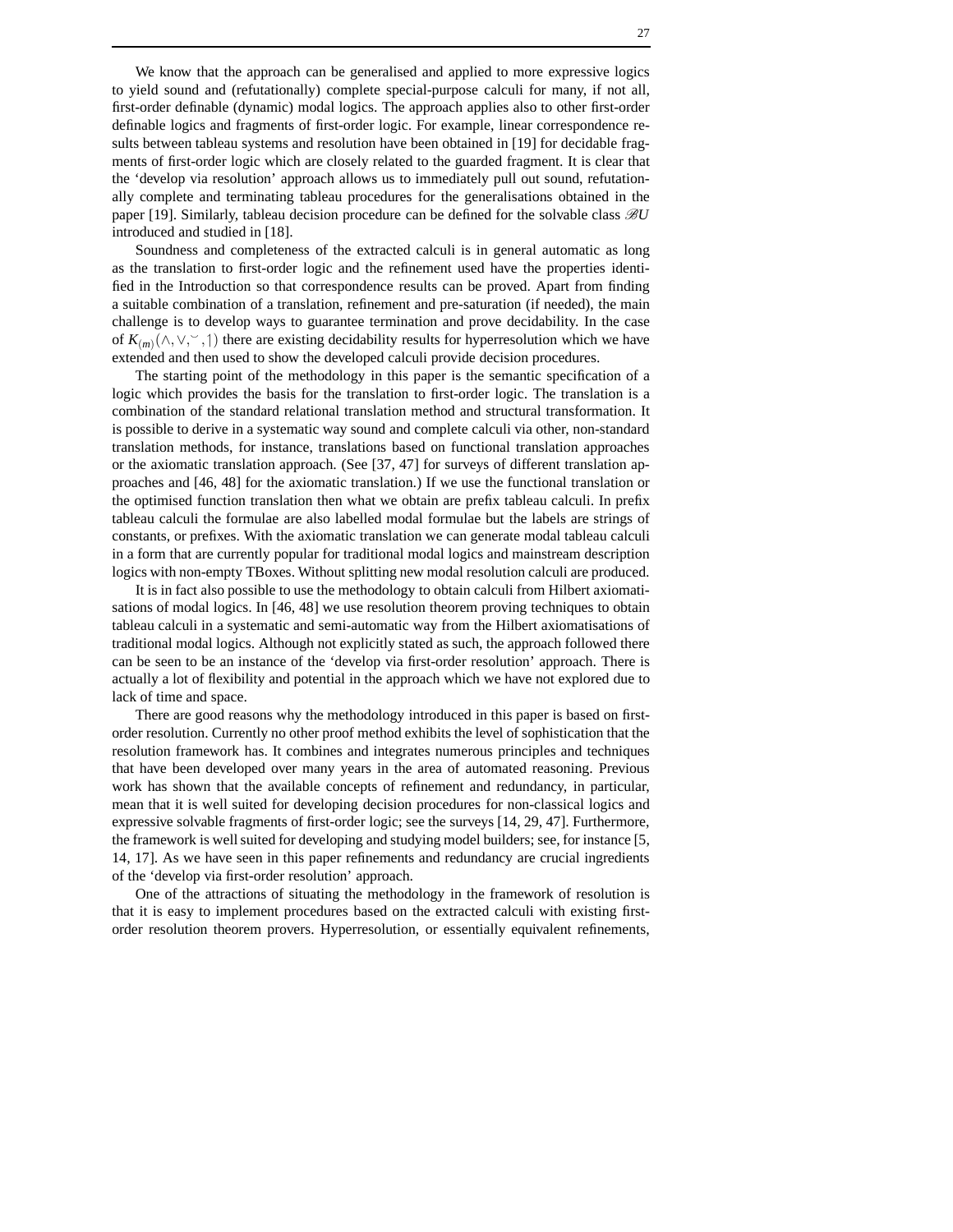We know that the approach can be generalised and applied to more expressive logics to yield sound and (refutationally) complete special-purpose calculi for many, if not all, first-order definable (dynamic) modal logics. The approach applies also to other first-order definable logics and fragments of first-order logic. For example, linear correspondence results between tableau systems and resolution have been obtained in [19] for decidable fragments of first-order logic which are closely related to the guarded fragment. It is clear that the 'develop via resolution' approach allows us to immediately pull out sound, refutationally complete and terminating tableau procedures for the generalisations obtained in the paper [19]. Similarly, tableau decision procedure can be defined for the solvable class $\mathscr{B}U$ introduced and studied in [18].

Soundness and completeness of the extracted calculi is in general automatic as long as the translation to first-order logic and the refinement used have the properties identified in the Introduction so that correspondence results can be proved. Apart from finding a suitable combination of a translation, refinement and pre-saturation (if needed), the main challenge is to develop ways to guarantee termination and prove decidability. In the case of $K_{(m)}(\wedge, \vee, {}^{\smile}, \upharpoonright)$ there are existing decidability results for hyperresolution which we have extended and then used to show the developed calculi provide decision procedures.

The starting point of the methodology in this paper is the semantic specification of a logic which provides the basis for the translation to first-order logic. The translation is a combination of the standard relational translation method and structural transformation. It is possible to derive in a systematic way sound and complete calculi via other, non-standard translation methods, for instance, translations based on functional translation approaches or the axiomatic translation approach. (See [37, 47] for surveys of different translation approaches and [46, 48] for the axiomatic translation.) If we use the functional translation or the optimised function translation then what we obtain are prefix tableau calculi. In prefix tableau calculi the formulae are also labelled modal formulae but the labels are strings of constants, or prefixes. With the axiomatic translation we can generate modal tableau calculi in a form that are currently popular for traditional modal logics and mainstream description logics with non-empty TBoxes. Without splitting new modal resolution calculi are produced.

It is in fact also possible to use the methodology to obtain calculi from Hilbert axiomatisations of modal logics. In [46, 48] we use resolution theorem proving techniques to obtain tableau calculi in a systematic and semi-automatic way from the Hilbert axiomatisations of traditional modal logics. Although not explicitly stated as such, the approach followed there can be seen to be an instance of the 'develop via first-order resolution' approach. There is actually a lot of flexibility and potential in the approach which we have not explored due to lack of time and space.

There are good reasons why the methodology introduced in this paper is based on first-order resolution. Currently no other proof method exhibits the level of sophistication that the resolution framework has. It combines and integrates numerous principles and techniques that have been developed over many years in the area of automated reasoning. Previous work has shown that the available concepts of refinement and redundancy, in particular, mean that it is well suited for developing decision procedures for non-classical logics and expressive solvable fragments of first-order logic; see the surveys [14, 29, 47]. Furthermore, the framework is well suited for developing and studying model builders; see, for instance [5, 14, 17]. As we have seen in this paper refinements and redundancy are crucial ingredients of the 'develop via first-order resolution' approach.

One of the attractions of situating the methodology in the framework of resolution is that it is easy to implement procedures based on the extracted calculi with existing first-order resolution theorem provers. Hyperresolution, or essentially equivalent refinements,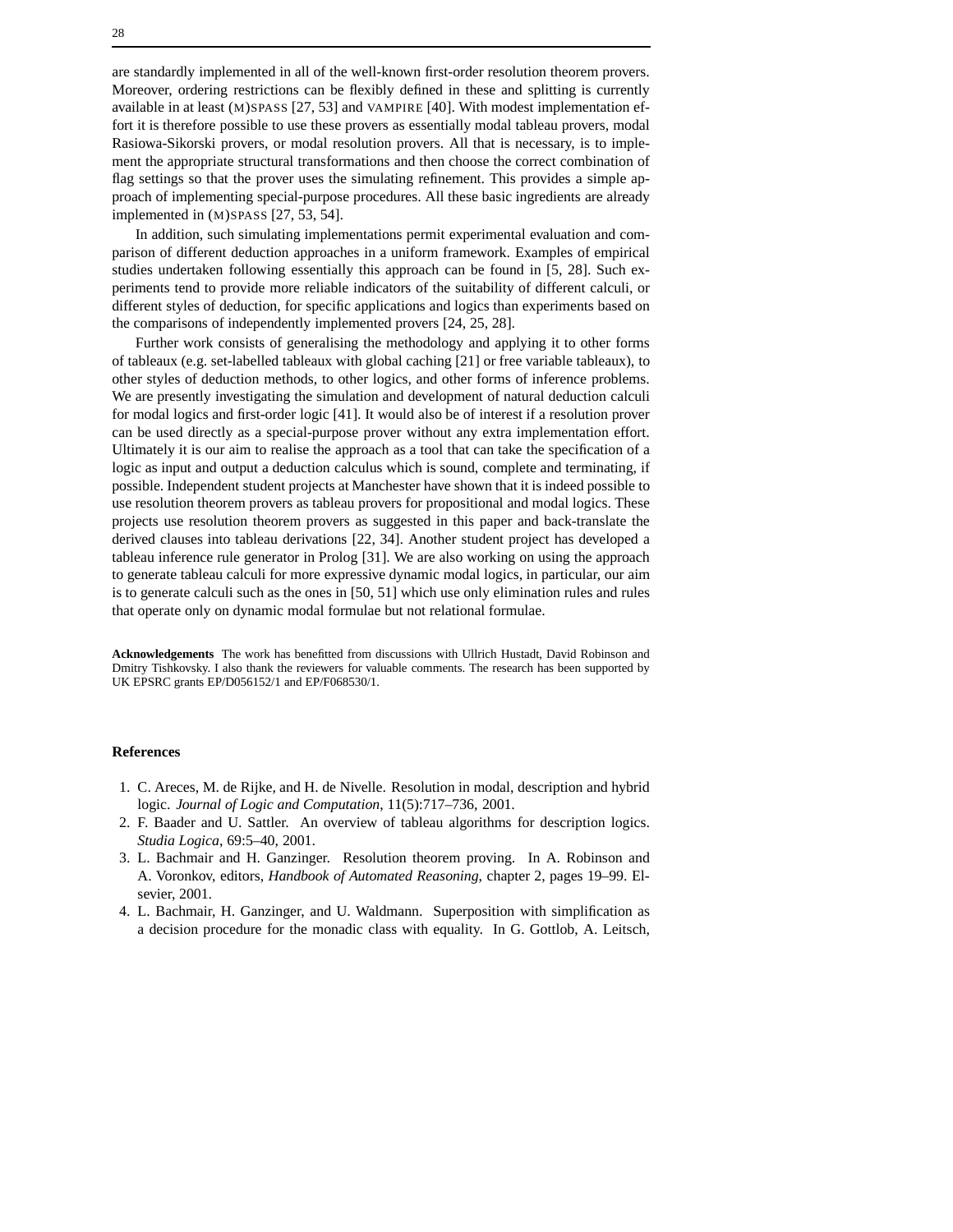are standardly implemented in all of the well-known first-order resolution theorem provers. Moreover, ordering restrictions can be flexibly defined in these and splitting is currently available in at least (M)SPASS [27, 53] and VAMPIRE [40]. With modest implementation effort it is therefore possible to use these provers as essentially modal tableau provers, modal Rasiowa-Sikorski provers, or modal resolution provers. All that is necessary, is to implement the appropriate structural transformations and then choose the correct combination of flag settings so that the prover uses the simulating refinement. This provides a simple approach of implementing special-purpose procedures. All these basic ingredients are already implemented in (M)SPASS [27, 53, 54].

In addition, such simulating implementations permit experimental evaluation and comparison of different deduction approaches in a uniform framework. Examples of empirical studies undertaken following essentially this approach can be found in [5, 28]. Such experiments tend to provide more reliable indicators of the suitability of different calculi, or different styles of deduction, for specific applications and logics than experiments based on the comparisons of independently implemented provers [24, 25, 28].

Further work consists of generalising the methodology and applying it to other forms of tableaux (e.g. set-labelled tableaux with global caching [21] or free variable tableaux), to other styles of deduction methods, to other logics, and other forms of inference problems. We are presently investigating the simulation and development of natural deduction calculi for modal logics and first-order logic [41]. It would also be of interest if a resolution prover can be used directly as a special-purpose prover without any extra implementation effort. Ultimately it is our aim to realise the approach as a tool that can take the specification of a logic as input and output a deduction calculus which is sound, complete and terminating, if possible. Independent student projects at Manchester have shown that it is indeed possible to use resolution theorem provers as tableau provers for propositional and modal logics. These projects use resolution theorem provers as suggested in this paper and back-translate the derived clauses into tableau derivations [22, 34]. Another student project has developed a tableau inference rule generator in Prolog [31]. We are also working on using the approach to generate tableau calculi for more expressive dynamic modal logics, in particular, our aim is to generate calculi such as the ones in [50, 51] which use only elimination rules and rules that operate only on dynamic modal formulae but not relational formulae.

**Acknowledgements** The work has benefitted from discussions with Ullrich Hustadt, David Robinson and Dmitry Tishkovsky. I also thank the reviewers for valuable comments. The research has been supported by UK EPSRC grants EP/D056152/1 and EP/F068530/1.

## References

1. C. Areces, M. de Rijke, and H. de Nivelle. Resolution in modal, description and hybrid logic. *Journal of Logic and Computation*, 11(5):717–736, 2001.
2. F. Baader and U. Sattler. An overview of tableau algorithms for description logics. *Studia Logica*, 69:5–40, 2001.
3. L. Bachmair and H. Ganzinger. Resolution theorem proving. In A. Robinson and A. Voronkov, editors, *Handbook of Automated Reasoning*, chapter 2, pages 19–99. Elsevier, 2001.
4. L. Bachmair, H. Ganzinger, and U. Waldmann. Superposition with simplification as a decision procedure for the monadic class with equality. In G. Gottlob, A. Leitsch,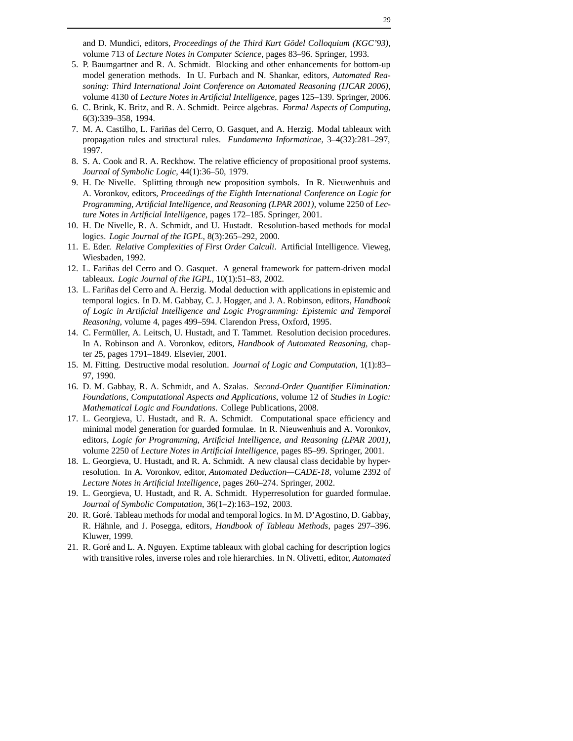and D. Mundici, editors, *Proceedings of the Third Kurt Gödel Colloquium (KGC'93)*, volume 713 of *Lecture Notes in Computer Science*, pages 83–96. Springer, 1993.

5. P. Baumgartner and R. A. Schmidt. Blocking and other enhancements for bottom-up model generation methods. In U. Furbach and N. Shankar, editors, *Automated Reasoning: Third International Joint Conference on Automated Reasoning (IJCAR 2006)*, volume 4130 of *Lecture Notes in Artificial Intelligence*, pages 125–139. Springer, 2006.
6. C. Brink, K. Britz, and R. A. Schmidt. Peirce algebras. *Formal Aspects of Computing*, 6(3):339–358, 1994.
7. M. A. Castilho, L. Fariñas del Cerro, O. Gasquet, and A. Herzig. Modal tableaux with propagation rules and structural rules. *Fundamenta Informaticae*, 3–4(32):281–297, 1997.
8. S. A. Cook and R. A. Reckhow. The relative efficiency of propositional proof systems. *Journal of Symbolic Logic*, 44(1):36–50, 1979.
9. H. De Nivelle. Splitting through new proposition symbols. In R. Nieuwenhuis and A. Voronkov, editors, *Proceedings of the Eighth International Conference on Logic for Programming, Artificial Intelligence, and Reasoning (LPAR 2001)*, volume 2250 of *Lecture Notes in Artificial Intelligence*, pages 172–185. Springer, 2001.
10. H. De Nivelle, R. A. Schmidt, and U. Hustadt. Resolution-based methods for modal logics. *Logic Journal of the IGPL*, 8(3):265–292, 2000.
11. E. Eder. *Relative Complexities of First Order Calculi*. Artificial Intelligence. Vieweg, Wiesbaden, 1992.
12. L. Fariñas del Cerro and O. Gasquet. A general framework for pattern-driven modal tableaux. *Logic Journal of the IGPL*, 10(1):51–83, 2002.
13. L. Fariñas del Cerro and A. Herzig. Modal deduction with applications in epistemic and temporal logics. In D. M. Gabbay, C. J. Hogger, and J. A. Robinson, editors, *Handbook of Logic in Artificial Intelligence and Logic Programming: Epistemic and Temporal Reasoning*, volume 4, pages 499–594. Clarendon Press, Oxford, 1995.
14. C. Fermüller, A. Leitsch, U. Hustadt, and T. Tammet. Resolution decision procedures. In A. Robinson and A. Voronkov, editors, *Handbook of Automated Reasoning*, chapter 25, pages 1791–1849. Elsevier, 2001.
15. M. Fitting. Destructive modal resolution. *Journal of Logic and Computation*, 1(1):83–97, 1990.
16. D. M. Gabbay, R. A. Schmidt, and A. Szałas. *Second-Order Quantifier Elimination: Foundations, Computational Aspects and Applications*, volume 12 of *Studies in Logic: Mathematical Logic and Foundations*. College Publications, 2008.
17. L. Georgieva, U. Hustadt, and R. A. Schmidt. Computational space efficiency and minimal model generation for guarded formulae. In R. Nieuwenhuis and A. Voronkov, editors, *Logic for Programming, Artificial Intelligence, and Reasoning (LPAR 2001)*, volume 2250 of *Lecture Notes in Artificial Intelligence*, pages 85–99. Springer, 2001.
18. L. Georgieva, U. Hustadt, and R. A. Schmidt. A new clausal class decidable by hyperresolution. In A. Voronkov, editor, *Automated Deduction—CADE-18*, volume 2392 of *Lecture Notes in Artificial Intelligence*, pages 260–274. Springer, 2002.
19. L. Georgieva, U. Hustadt, and R. A. Schmidt. Hyperresolution for guarded formulae. *Journal of Symbolic Computation*, 36(1–2):163–192, 2003.
20. R. Goré. Tableau methods for modal and temporal logics. In M. D'Agostino, D. Gabbay, R. Hähnle, and J. Posegga, editors, *Handbook of Tableau Methods*, pages 297–396. Kluwer, 1999.
21. R. Goré and L. A. Nguyen. Exptime tableaux with global caching for description logics with transitive roles, inverse roles and role hierarchies. In N. Olivetti, editor, *Automated*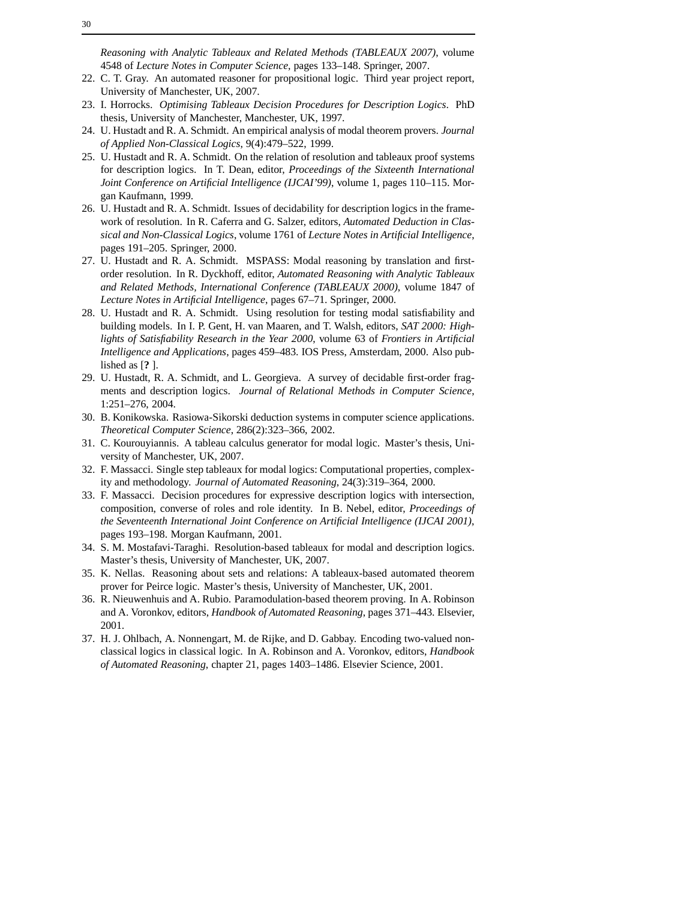*Reasoning with Analytic Tableaux and Related Methods (TABLEAUX 2007)*, volume 4548 of *Lecture Notes in Computer Science*, pages 133–148. Springer, 2007.

22. C. T. Gray. An automated reasoner for propositional logic. Third year project report, University of Manchester, UK, 2007.
23. I. Horrocks. *Optimising Tableaux Decision Procedures for Description Logics*. PhD thesis, University of Manchester, Manchester, UK, 1997.
24. U. Hustadt and R. A. Schmidt. An empirical analysis of modal theorem provers. *Journal of Applied Non-Classical Logics*, 9(4):479–522, 1999.
25. U. Hustadt and R. A. Schmidt. On the relation of resolution and tableaux proof systems for description logics. In T. Dean, editor, *Proceedings of the Sixteenth International Joint Conference on Artificial Intelligence (IJCAI'99)*, volume 1, pages 110–115. Morgan Kaufmann, 1999.
26. U. Hustadt and R. A. Schmidt. Issues of decidability for description logics in the framework of resolution. In R. Caferra and G. Salzer, editors, *Automated Deduction in Classical and Non-Classical Logics*, volume 1761 of *Lecture Notes in Artificial Intelligence*, pages 191–205. Springer, 2000.
27. U. Hustadt and R. A. Schmidt. MSPASS: Modal reasoning by translation and first-order resolution. In R. Dyckhoff, editor, *Automated Reasoning with Analytic Tableaux and Related Methods, International Conference (TABLEAUX 2000)*, volume 1847 of *Lecture Notes in Artificial Intelligence*, pages 67–71. Springer, 2000.
28. U. Hustadt and R. A. Schmidt. Using resolution for testing modal satisfiability and building models. In I. P. Gent, H. van Maaren, and T. Walsh, editors, *SAT 2000: Highlights of Satisfiability Research in the Year 2000*, volume 63 of *Frontiers in Artificial Intelligence and Applications*, pages 459–483. IOS Press, Amsterdam, 2000. Also published as [**?** ].
29. U. Hustadt, R. A. Schmidt, and L. Georgieva. A survey of decidable first-order fragments and description logics. *Journal of Relational Methods in Computer Science*, 1:251–276, 2004.
30. B. Konikowska. Rasiowa-Sikorski deduction systems in computer science applications. *Theoretical Computer Science*, 286(2):323–366, 2002.
31. C. Kourouyiannis. A tableau calculus generator for modal logic. Master's thesis, University of Manchester, UK, 2007.
32. F. Massacci. Single step tableaux for modal logics: Computational properties, complexity and methodology. *Journal of Automated Reasoning*, 24(3):319–364, 2000.
33. F. Massacci. Decision procedures for expressive description logics with intersection, composition, converse of roles and role identity. In B. Nebel, editor, *Proceedings of the Seventeenth International Joint Conference on Artificial Intelligence (IJCAI 2001)*, pages 193–198. Morgan Kaufmann, 2001.
34. S. M. Mostafavi-Taraghi. Resolution-based tableaux for modal and description logics. Master's thesis, University of Manchester, UK, 2007.
35. K. Nellas. Reasoning about sets and relations: A tableaux-based automated theorem prover for Peirce logic. Master's thesis, University of Manchester, UK, 2001.
36. R. Nieuwenhuis and A. Rubio. Paramodulation-based theorem proving. In A. Robinson and A. Voronkov, editors, *Handbook of Automated Reasoning*, pages 371–443. Elsevier, 2001.
37. H. J. Ohlbach, A. Nonnengart, M. de Rijke, and D. Gabbay. Encoding two-valued nonclassical logics in classical logic. In A. Robinson and A. Voronkov, editors, *Handbook of Automated Reasoning*, chapter 21, pages 1403–1486. Elsevier Science, 2001.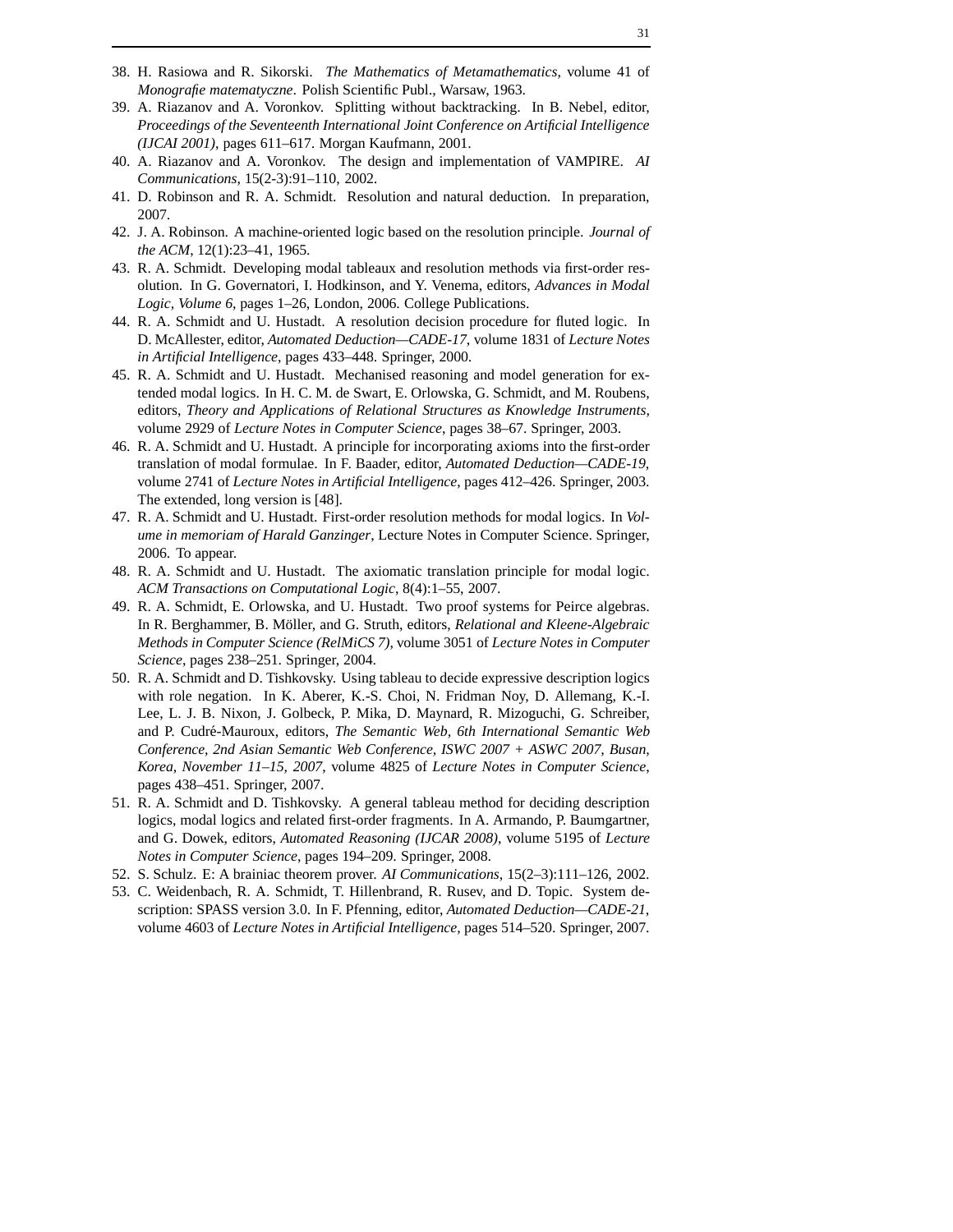38. H. Rasiowa and R. Sikorski. *The Mathematics of Metamathematics*, volume 41 of *Monografie matematyczne*. Polish Scientific Publ., Warsaw, 1963.
39. A. Riazanov and A. Voronkov. Splitting without backtracking. In B. Nebel, editor, *Proceedings of the Seventeenth International Joint Conference on Artificial Intelligence (IJCAI 2001)*, pages 611–617. Morgan Kaufmann, 2001.
40. A. Riazanov and A. Voronkov. The design and implementation of VAMPIRE. *AI Communications*, 15(2-3):91–110, 2002.
41. D. Robinson and R. A. Schmidt. Resolution and natural deduction. In preparation, 2007.
42. J. A. Robinson. A machine-oriented logic based on the resolution principle. *Journal of the ACM*, 12(1):23–41, 1965.
43. R. A. Schmidt. Developing modal tableaux and resolution methods via first-order resolution. In G. Governatori, I. Hodkinson, and Y. Venema, editors, *Advances in Modal Logic, Volume 6*, pages 1–26, London, 2006. College Publications.
44. R. A. Schmidt and U. Hustadt. A resolution decision procedure for fluted logic. In D. McAllester, editor, *Automated Deduction—CADE-17*, volume 1831 of *Lecture Notes in Artificial Intelligence*, pages 433–448. Springer, 2000.
45. R. A. Schmidt and U. Hustadt. Mechanised reasoning and model generation for extended modal logics. In H. C. M. de Swart, E. Orlowska, G. Schmidt, and M. Roubens, editors, *Theory and Applications of Relational Structures as Knowledge Instruments*, volume 2929 of *Lecture Notes in Computer Science*, pages 38–67. Springer, 2003.
46. R. A. Schmidt and U. Hustadt. A principle for incorporating axioms into the first-order translation of modal formulae. In F. Baader, editor, *Automated Deduction—CADE-19*, volume 2741 of *Lecture Notes in Artificial Intelligence*, pages 412–426. Springer, 2003. The extended, long version is [48].
47. R. A. Schmidt and U. Hustadt. First-order resolution methods for modal logics. In *Volume in memoriam of Harald Ganzinger*, Lecture Notes in Computer Science. Springer, 2006. To appear.
48. R. A. Schmidt and U. Hustadt. The axiomatic translation principle for modal logic. *ACM Transactions on Computational Logic*, 8(4):1–55, 2007.
49. R. A. Schmidt, E. Orlowska, and U. Hustadt. Two proof systems for Peirce algebras. In R. Berghammer, B. Möller, and G. Struth, editors, *Relational and Kleene-Algebraic Methods in Computer Science (RelMiCS 7)*, volume 3051 of *Lecture Notes in Computer Science*, pages 238–251. Springer, 2004.
50. R. A. Schmidt and D. Tishkovsky. Using tableau to decide expressive description logics with role negation. In K. Aberer, K.-S. Choi, N. Fridman Noy, D. Allemang, K.-I. Lee, L. J. B. Nixon, J. Golbeck, P. Mika, D. Maynard, R. Mizoguchi, G. Schreiber, and P. Cudré-Mauroux, editors, *The Semantic Web, 6th International Semantic Web Conference, 2nd Asian Semantic Web Conference, ISWC 2007 + ASWC 2007, Busan, Korea, November 11–15, 2007*, volume 4825 of *Lecture Notes in Computer Science*, pages 438–451. Springer, 2007.
51. R. A. Schmidt and D. Tishkovsky. A general tableau method for deciding description logics, modal logics and related first-order fragments. In A. Armando, P. Baumgartner, and G. Dowek, editors, *Automated Reasoning (IJCAR 2008)*, volume 5195 of *Lecture Notes in Computer Science*, pages 194–209. Springer, 2008.
52. S. Schulz. E: A brainiac theorem prover. *AI Communications*, 15(2–3):111–126, 2002.
53. C. Weidenbach, R. A. Schmidt, T. Hillenbrand, R. Rusev, and D. Topic. System description: SPASS version 3.0. In F. Pfenning, editor, *Automated Deduction—CADE-21*, volume 4603 of *Lecture Notes in Artificial Intelligence*, pages 514–520. Springer, 2007.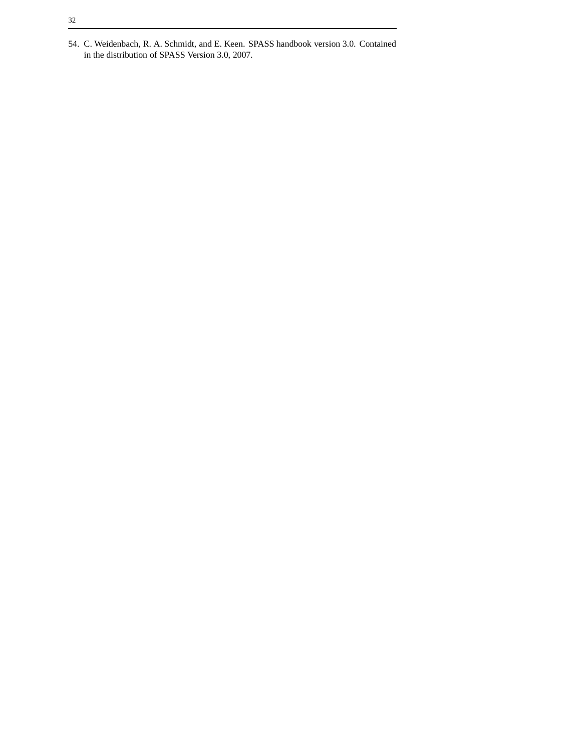54. C. Weidenbach, R. A. Schmidt, and E. Keen. SPASS handbook version 3.0. Contained in the distribution of SPASS Version 3.0, 2007.